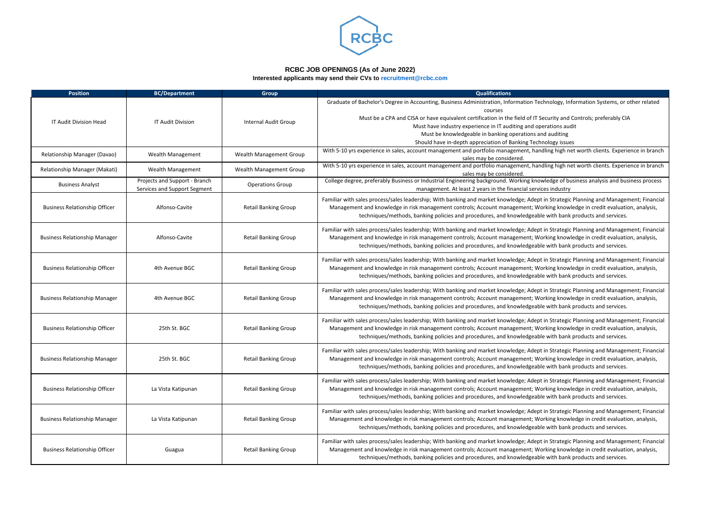RCBC

# RCBC JOB OPENINGS (As of June 2022)

**Interested applicants may send their CVs to recruitment@rcbc.com**

| Position | BC/Department | Group | Qualifications |
|---|---|---|---|
| IT Audit Division Head | IT Audit Division | Internal Audit Group | Graduate of Bachelor's Degree in Accounting, Business Administration, Information Technology, Information Systems, or other related courses<br>Must be a CPA and CISA or have equivalent certification in the field of IT Security and Controls; preferably CIA<br>Must have industry experience in IT auditing and operations audit<br>Must be knowledgeable in banking operations and auditing<br>Should have in-depth appreciation of Banking Technology issues |
| Relationship Manager (Davao) | Wealth Management | Wealth Management Group | With 5-10 yrs experience in sales, account management and portfolio management, handling high net worth clients. Experience in branch sales may be considered. |
| Relationship Manager (Makati) | Wealth Management | Wealth Management Group | With 5-10 yrs experience in sales, account management and portfolio management, handling high net worth clients. Experience in branch sales may be considered. |
| Business Analyst | Projects and Support - Branch Services and Support Segment | Operations Group | College degree, preferably Business or Industrial Engineering background. Working knowledge of business analysis and business process management. At least 2 years in the financial services industry |
| Business Relationship Officer | Alfonso-Cavite | Retail Banking Group | Familiar with sales process/sales leadership; With banking and market knowledge; Adept in Strategic Planning and Management; Financial Management and knowledge in risk management controls; Account management; Working knowledge in credit evaluation, analysis, techniques/methods, banking policies and procedures, and knowledgeable with bank products and services. |
| Business Relationship Manager | Alfonso-Cavite | Retail Banking Group | Familiar with sales process/sales leadership; With banking and market knowledge; Adept in Strategic Planning and Management; Financial Management and knowledge in risk management controls; Account management; Working knowledge in credit evaluation, analysis, techniques/methods, banking policies and procedures, and knowledgeable with bank products and services. |
| Business Relationship Officer | 4th Avenue BGC | Retail Banking Group | Familiar with sales process/sales leadership; With banking and market knowledge; Adept in Strategic Planning and Management; Financial Management and knowledge in risk management controls; Account management; Working knowledge in credit evaluation, analysis, techniques/methods, banking policies and procedures, and knowledgeable with bank products and services. |
| Business Relationship Manager | 4th Avenue BGC | Retail Banking Group | Familiar with sales process/sales leadership; With banking and market knowledge; Adept in Strategic Planning and Management; Financial Management and knowledge in risk management controls; Account management; Working knowledge in credit evaluation, analysis, techniques/methods, banking policies and procedures, and knowledgeable with bank products and services. |
| Business Relationship Officer | 25th St. BGC | Retail Banking Group | Familiar with sales process/sales leadership; With banking and market knowledge; Adept in Strategic Planning and Management; Financial Management and knowledge in risk management controls; Account management; Working knowledge in credit evaluation, analysis, techniques/methods, banking policies and procedures, and knowledgeable with bank products and services. |
| Business Relationship Manager | 25th St. BGC | Retail Banking Group | Familiar with sales process/sales leadership; With banking and market knowledge; Adept in Strategic Planning and Management; Financial Management and knowledge in risk management controls; Account management; Working knowledge in credit evaluation, analysis, techniques/methods, banking policies and procedures, and knowledgeable with bank products and services. |
| Business Relationship Officer | La Vista Katipunan | Retail Banking Group | Familiar with sales process/sales leadership; With banking and market knowledge; Adept in Strategic Planning and Management; Financial Management and knowledge in risk management controls; Account management; Working knowledge in credit evaluation, analysis, techniques/methods, banking policies and procedures, and knowledgeable with bank products and services. |
| Business Relationship Manager | La Vista Katipunan | Retail Banking Group | Familiar with sales process/sales leadership; With banking and market knowledge; Adept in Strategic Planning and Management; Financial Management and knowledge in risk management controls; Account management; Working knowledge in credit evaluation, analysis, techniques/methods, banking policies and procedures, and knowledgeable with bank products and services. |
| Business Relationship Officer | Guagua | Retail Banking Group | Familiar with sales process/sales leadership; With banking and market knowledge; Adept in Strategic Planning and Management; Financial Management and knowledge in risk management controls; Account management; Working knowledge in credit evaluation, analysis, techniques/methods, banking policies and procedures, and knowledgeable with bank products and services. |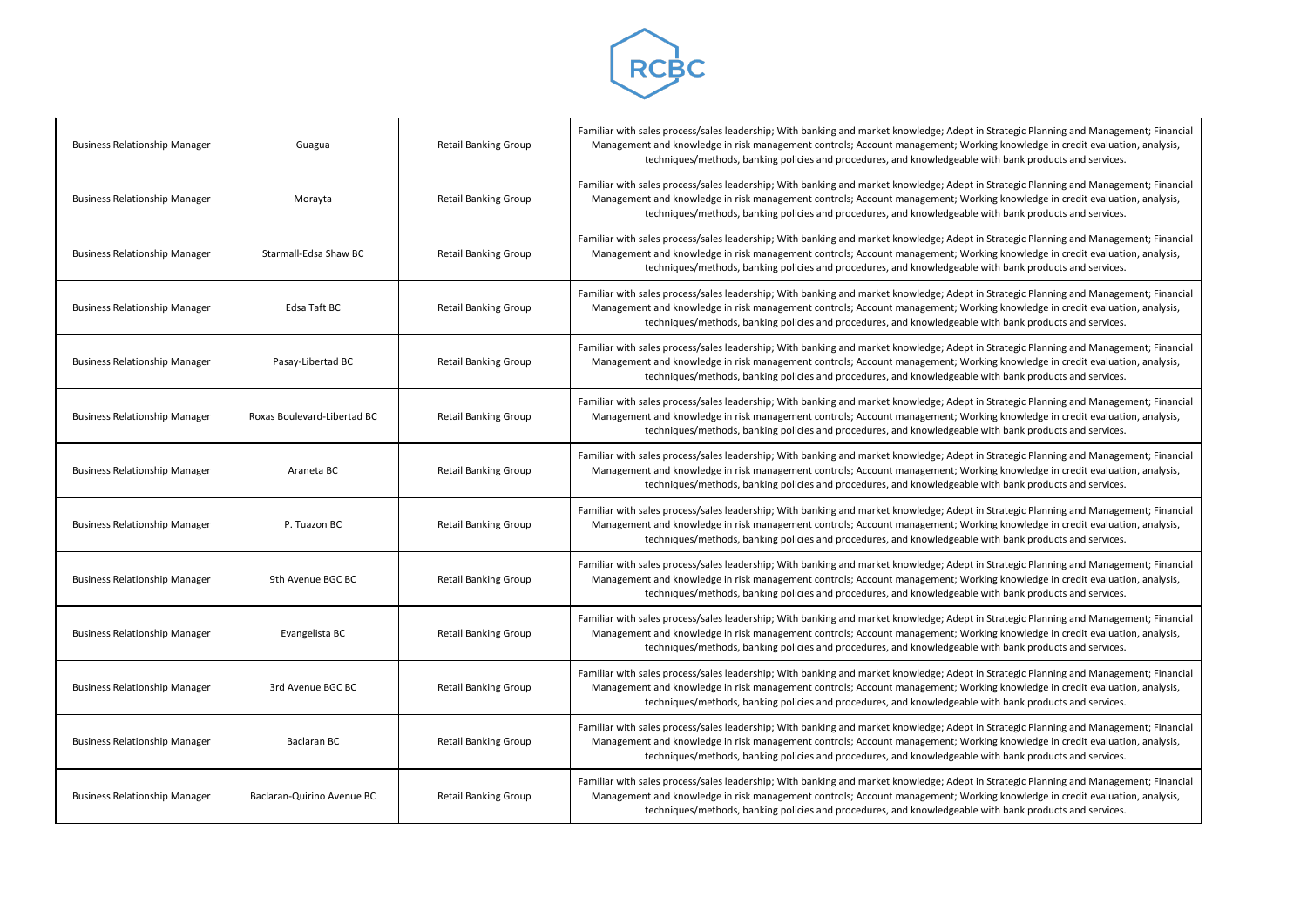| Business Relationship Manager | Guagua | Retail Banking Group | Familiar with sales process/sales leadership; With banking and market knowledge; Adept in Strategic Planning and Management; Financial Management and knowledge in risk management controls; Account management; Working knowledge in credit evaluation, analysis, techniques/methods, banking policies and procedures, and knowledgeable with bank products and services. |
|---|---|---|---|
| Business Relationship Manager | Morayta | Retail Banking Group | Familiar with sales process/sales leadership; With banking and market knowledge; Adept in Strategic Planning and Management; Financial Management and knowledge in risk management controls; Account management; Working knowledge in credit evaluation, analysis, techniques/methods, banking policies and procedures, and knowledgeable with bank products and services. |
| Business Relationship Manager | Starmall-Edsa Shaw BC | Retail Banking Group | Familiar with sales process/sales leadership; With banking and market knowledge; Adept in Strategic Planning and Management; Financial Management and knowledge in risk management controls; Account management; Working knowledge in credit evaluation, analysis, techniques/methods, banking policies and procedures, and knowledgeable with bank products and services. |
| Business Relationship Manager | Edsa Taft BC | Retail Banking Group | Familiar with sales process/sales leadership; With banking and market knowledge; Adept in Strategic Planning and Management; Financial Management and knowledge in risk management controls; Account management; Working knowledge in credit evaluation, analysis, techniques/methods, banking policies and procedures, and knowledgeable with bank products and services. |
| Business Relationship Manager | Pasay-Libertad BC | Retail Banking Group | Familiar with sales process/sales leadership; With banking and market knowledge; Adept in Strategic Planning and Management; Financial Management and knowledge in risk management controls; Account management; Working knowledge in credit evaluation, analysis, techniques/methods, banking policies and procedures, and knowledgeable with bank products and services. |
| Business Relationship Manager | Roxas Boulevard-Libertad BC | Retail Banking Group | Familiar with sales process/sales leadership; With banking and market knowledge; Adept in Strategic Planning and Management; Financial Management and knowledge in risk management controls; Account management; Working knowledge in credit evaluation, analysis, techniques/methods, banking policies and procedures, and knowledgeable with bank products and services. |
| Business Relationship Manager | Araneta BC | Retail Banking Group | Familiar with sales process/sales leadership; With banking and market knowledge; Adept in Strategic Planning and Management; Financial Management and knowledge in risk management controls; Account management; Working knowledge in credit evaluation, analysis, techniques/methods, banking policies and procedures, and knowledgeable with bank products and services. |
| Business Relationship Manager | P. Tuazon BC | Retail Banking Group | Familiar with sales process/sales leadership; With banking and market knowledge; Adept in Strategic Planning and Management; Financial Management and knowledge in risk management controls; Account management; Working knowledge in credit evaluation, analysis, techniques/methods, banking policies and procedures, and knowledgeable with bank products and services. |
| Business Relationship Manager | 9th Avenue BGC BC | Retail Banking Group | Familiar with sales process/sales leadership; With banking and market knowledge; Adept in Strategic Planning and Management; Financial Management and knowledge in risk management controls; Account management; Working knowledge in credit evaluation, analysis, techniques/methods, banking policies and procedures, and knowledgeable with bank products and services. |
| Business Relationship Manager | Evangelista BC | Retail Banking Group | Familiar with sales process/sales leadership; With banking and market knowledge; Adept in Strategic Planning and Management; Financial Management and knowledge in risk management controls; Account management; Working knowledge in credit evaluation, analysis, techniques/methods, banking policies and procedures, and knowledgeable with bank products and services. |
| Business Relationship Manager | 3rd Avenue BGC BC | Retail Banking Group | Familiar with sales process/sales leadership; With banking and market knowledge; Adept in Strategic Planning and Management; Financial Management and knowledge in risk management controls; Account management; Working knowledge in credit evaluation, analysis, techniques/methods, banking policies and procedures, and knowledgeable with bank products and services. |
| Business Relationship Manager | Baclaran BC | Retail Banking Group | Familiar with sales process/sales leadership; With banking and market knowledge; Adept in Strategic Planning and Management; Financial Management and knowledge in risk management controls; Account management; Working knowledge in credit evaluation, analysis, techniques/methods, banking policies and procedures, and knowledgeable with bank products and services. |
| Business Relationship Manager | Baclaran-Quirino Avenue BC | Retail Banking Group | Familiar with sales process/sales leadership; With banking and market knowledge; Adept in Strategic Planning and Management; Financial Management and knowledge in risk management controls; Account management; Working knowledge in credit evaluation, analysis, techniques/methods, banking policies and procedures, and knowledgeable with bank products and services. |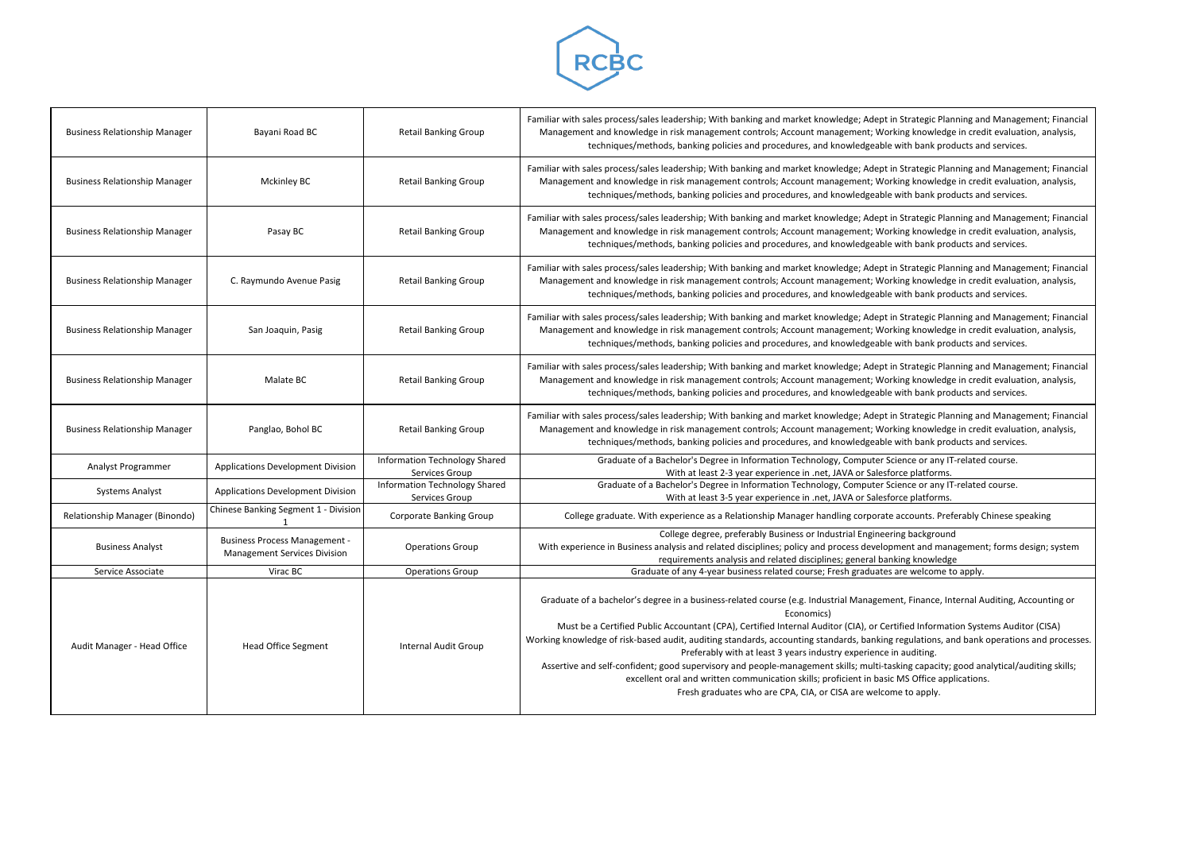| | | | |
|---|---|---|---|
| Business Relationship Manager | Bayani Road BC | Retail Banking Group | Familiar with sales process/sales leadership; With banking and market knowledge; Adept in Strategic Planning and Management; Financial Management and knowledge in risk management controls; Account management; Working knowledge in credit evaluation, analysis, techniques/methods, banking policies and procedures, and knowledgeable with bank products and services. |
| Business Relationship Manager | Mckinley BC | Retail Banking Group | Familiar with sales process/sales leadership; With banking and market knowledge; Adept in Strategic Planning and Management; Financial Management and knowledge in risk management controls; Account management; Working knowledge in credit evaluation, analysis, techniques/methods, banking policies and procedures, and knowledgeable with bank products and services. |
| Business Relationship Manager | Pasay BC | Retail Banking Group | Familiar with sales process/sales leadership; With banking and market knowledge; Adept in Strategic Planning and Management; Financial Management and knowledge in risk management controls; Account management; Working knowledge in credit evaluation, analysis, techniques/methods, banking policies and procedures, and knowledgeable with bank products and services. |
| Business Relationship Manager | C. Raymundo Avenue Pasig | Retail Banking Group | Familiar with sales process/sales leadership; With banking and market knowledge; Adept in Strategic Planning and Management; Financial Management and knowledge in risk management controls; Account management; Working knowledge in credit evaluation, analysis, techniques/methods, banking policies and procedures, and knowledgeable with bank products and services. |
| Business Relationship Manager | San Joaquin, Pasig | Retail Banking Group | Familiar with sales process/sales leadership; With banking and market knowledge; Adept in Strategic Planning and Management; Financial Management and knowledge in risk management controls; Account management; Working knowledge in credit evaluation, analysis, techniques/methods, banking policies and procedures, and knowledgeable with bank products and services. |
| Business Relationship Manager | Malate BC | Retail Banking Group | Familiar with sales process/sales leadership; With banking and market knowledge; Adept in Strategic Planning and Management; Financial Management and knowledge in risk management controls; Account management; Working knowledge in credit evaluation, analysis, techniques/methods, banking policies and procedures, and knowledgeable with bank products and services. |
| Business Relationship Manager | Panglao, Bohol BC | Retail Banking Group | Familiar with sales process/sales leadership; With banking and market knowledge; Adept in Strategic Planning and Management; Financial Management and knowledge in risk management controls; Account management; Working knowledge in credit evaluation, analysis, techniques/methods, banking policies and procedures, and knowledgeable with bank products and services. |
| Analyst Programmer | Applications Development Division | Information Technology Shared Services Group | Graduate of a Bachelor's Degree in Information Technology, Computer Science or any IT-related course. With at least 2-3 year experience in .net, JAVA or Salesforce platforms. |
| Systems Analyst | Applications Development Division | Information Technology Shared Services Group | Graduate of a Bachelor's Degree in Information Technology, Computer Science or any IT-related course. With at least 3-5 year experience in .net, JAVA or Salesforce platforms. |
| Relationship Manager (Binondo) | Chinese Banking Segment 1 - Division 1 | Corporate Banking Group | College graduate. With experience as a Relationship Manager handling corporate accounts. Preferably Chinese speaking |
| Business Analyst | Business Process Management - Management Services Division | Operations Group | College degree, preferably Business or Industrial Engineering background<br>With experience in Business analysis and related disciplines; policy and process development and management; forms design; system requirements analysis and related disciplines; general banking knowledge |
| Service Associate | Virac BC | Operations Group | Graduate of any 4-year business related course; Fresh graduates are welcome to apply. |
| Audit Manager - Head Office | Head Office Segment | Internal Audit Group | Graduate of a bachelor's degree in a business-related course (e.g. Industrial Management, Finance, Internal Auditing, Accounting or Economics)<br>Must be a Certified Public Accountant (CPA), Certified Internal Auditor (CIA), or Certified Information Systems Auditor (CISA)<br>Working knowledge of risk-based audit, auditing standards, accounting standards, banking regulations, and bank operations and processes.<br>Preferably with at least 3 years industry experience in auditing.<br>Assertive and self-confident; good supervisory and people-management skills; multi-tasking capacity; good analytical/auditing skills; excellent oral and written communication skills; proficient in basic MS Office applications.<br>Fresh graduates who are CPA, CIA, or CISA are welcome to apply. |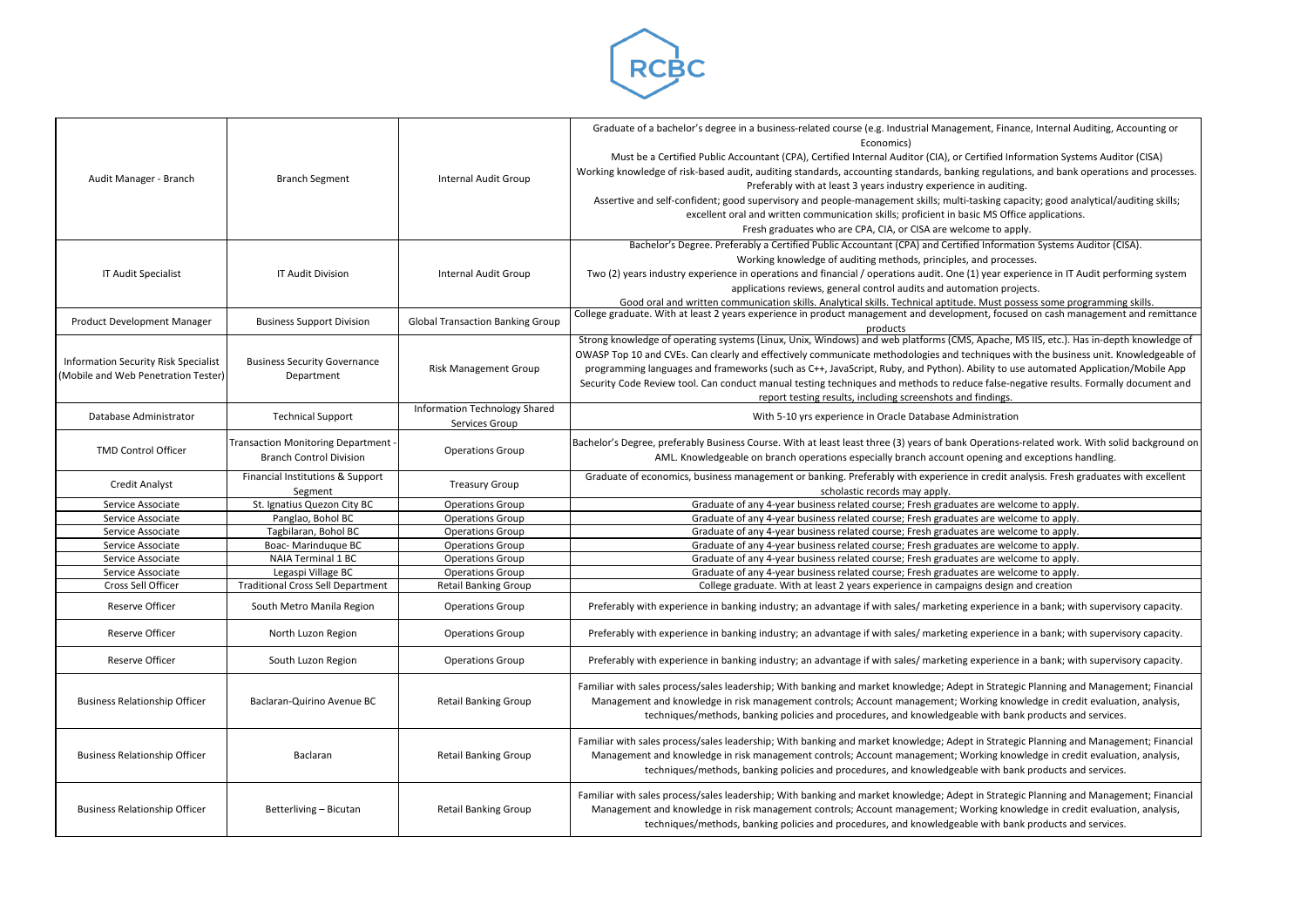| Audit Manager - Branch | Branch Segment | Internal Audit Group | Graduate of a bachelor's degree in a business-related course (e.g. Industrial Management, Finance, Internal Auditing, Accounting or Economics)<br>Must be a Certified Public Accountant (CPA), Certified Internal Auditor (CIA), or Certified Information Systems Auditor (CISA)<br>Working knowledge of risk-based audit, auditing standards, accounting standards, banking regulations, and bank operations and processes.<br>Preferably with at least 3 years industry experience in auditing.<br>Assertive and self-confident; good supervisory and people-management skills; multi-tasking capacity; good analytical/auditing skills; excellent oral and written communication skills; proficient in basic MS Office applications.<br>Fresh graduates who are CPA, CIA, or CISA are welcome to apply. |
|---|---|---|---|
| IT Audit Specialist | IT Audit Division | Internal Audit Group | Bachelor's Degree. Preferably a Certified Public Accountant (CPA) and Certified Information Systems Auditor (CISA).<br>Working knowledge of auditing methods, principles, and processes.<br>Two (2) years industry experience in operations and financial / operations audit. One (1) year experience in IT Audit performing system applications reviews, general control audits and automation projects.<br>Good oral and written communication skills. Analytical skills. Technical aptitude. Must possess some programming skills. |
| Product Development Manager | Business Support Division | Global Transaction Banking Group | College graduate. With at least 2 years experience in product management and development, focused on cash management and remittance products |
| Information Security Risk Specialist (Mobile and Web Penetration Tester) | Business Security Governance Department | Risk Management Group | Strong knowledge of operating systems (Linux, Unix, Windows) and web platforms (CMS, Apache, MS IIS, etc.). Has in-depth knowledge of OWASP Top 10 and CVEs. Can clearly and effectively communicate methodologies and techniques with the business unit. Knowledgeable of programming languages and frameworks (such as C++, JavaScript, Ruby, and Python). Ability to use automated Application/Mobile App Security Code Review tool. Can conduct manual testing techniques and methods to reduce false-negative results. Formally document and report testing results, including screenshots and findings. |
| Database Administrator | Technical Support | Information Technology Shared Services Group | With 5-10 yrs experience in Oracle Database Administration |
| TMD Control Officer | Transaction Monitoring Department - Branch Control Division | Operations Group | Bachelor's Degree, preferably Business Course. With at least least three (3) years of bank Operations-related work. With solid background on AML. Knowledgeable on branch operations especially branch account opening and exceptions handling. |
| Credit Analyst | Financial Institutions & Support Segment | Treasury Group | Graduate of economics, business management or banking. Preferably with experience in credit analysis. Fresh graduates with excellent scholastic records may apply. |
| Service Associate | St. Ignatius Quezon City BC | Operations Group | Graduate of any 4-year business related course; Fresh graduates are welcome to apply. |
| Service Associate | Panglao, Bohol BC | Operations Group | Graduate of any 4-year business related course; Fresh graduates are welcome to apply. |
| Service Associate | Tagbilaran, Bohol BC | Operations Group | Graduate of any 4-year business related course; Fresh graduates are welcome to apply. |
| Service Associate | Boac- Marinduque BC | Operations Group | Graduate of any 4-year business related course; Fresh graduates are welcome to apply. |
| Service Associate | NAIA Terminal 1 BC | Operations Group | Graduate of any 4-year business related course; Fresh graduates are welcome to apply. |
| Service Associate | Legaspi Village BC | Operations Group | Graduate of any 4-year business related course; Fresh graduates are welcome to apply. |
| Cross Sell Officer | Traditional Cross Sell Department | Retail Banking Group | College graduate. With at least 2 years experience in campaigns design and creation |
| Reserve Officer | South Metro Manila Region | Operations Group | Preferably with experience in banking industry; an advantage if with sales/ marketing experience in a bank; with supervisory capacity. |
| Reserve Officer | North Luzon Region | Operations Group | Preferably with experience in banking industry; an advantage if with sales/ marketing experience in a bank; with supervisory capacity. |
| Reserve Officer | South Luzon Region | Operations Group | Preferably with experience in banking industry; an advantage if with sales/ marketing experience in a bank; with supervisory capacity. |
| Business Relationship Officer | Baclaran-Quirino Avenue BC | Retail Banking Group | Familiar with sales process/sales leadership; With banking and market knowledge; Adept in Strategic Planning and Management; Financial Management and knowledge in risk management controls; Account management; Working knowledge in credit evaluation, analysis, techniques/methods, banking policies and procedures, and knowledgeable with bank products and services. |
| Business Relationship Officer | Baclaran | Retail Banking Group | Familiar with sales process/sales leadership; With banking and market knowledge; Adept in Strategic Planning and Management; Financial Management and knowledge in risk management controls; Account management; Working knowledge in credit evaluation, analysis, techniques/methods, banking policies and procedures, and knowledgeable with bank products and services. |
| Business Relationship Officer | Betterliving – Bicutan | Retail Banking Group | Familiar with sales process/sales leadership; With banking and market knowledge; Adept in Strategic Planning and Management; Financial Management and knowledge in risk management controls; Account management; Working knowledge in credit evaluation, analysis, techniques/methods, banking policies and procedures, and knowledgeable with bank products and services. |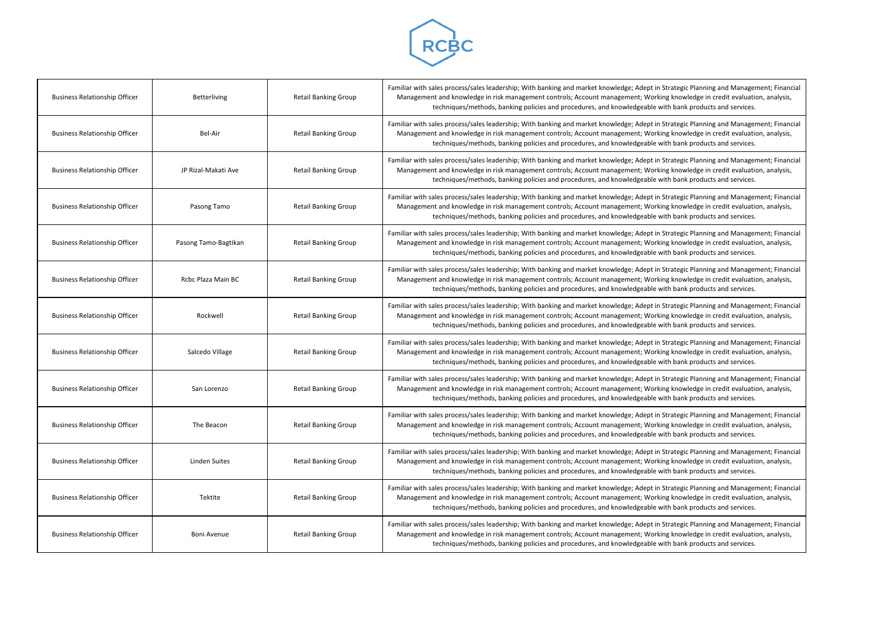| Business Relationship Officer | Betterliving | Retail Banking Group | Familiar with sales process/sales leadership; With banking and market knowledge; Adept in Strategic Planning and Management; Financial Management and knowledge in risk management controls; Account management; Working knowledge in credit evaluation, analysis, techniques/methods, banking policies and procedures, and knowledgeable with bank products and services. |
|---|---|---|---|
| Business Relationship Officer | Bel-Air | Retail Banking Group | Familiar with sales process/sales leadership; With banking and market knowledge; Adept in Strategic Planning and Management; Financial Management and knowledge in risk management controls; Account management; Working knowledge in credit evaluation, analysis, techniques/methods, banking policies and procedures, and knowledgeable with bank products and services. |
| Business Relationship Officer | JP Rizal-Makati Ave | Retail Banking Group | Familiar with sales process/sales leadership; With banking and market knowledge; Adept in Strategic Planning and Management; Financial Management and knowledge in risk management controls; Account management; Working knowledge in credit evaluation, analysis, techniques/methods, banking policies and procedures, and knowledgeable with bank products and services. |
| Business Relationship Officer | Pasong Tamo | Retail Banking Group | Familiar with sales process/sales leadership; With banking and market knowledge; Adept in Strategic Planning and Management; Financial Management and knowledge in risk management controls; Account management; Working knowledge in credit evaluation, analysis, techniques/methods, banking policies and procedures, and knowledgeable with bank products and services. |
| Business Relationship Officer | Pasong Tamo-Bagtikan | Retail Banking Group | Familiar with sales process/sales leadership; With banking and market knowledge; Adept in Strategic Planning and Management; Financial Management and knowledge in risk management controls; Account management; Working knowledge in credit evaluation, analysis, techniques/methods, banking policies and procedures, and knowledgeable with bank products and services. |
| Business Relationship Officer | Rcbc Plaza Main BC | Retail Banking Group | Familiar with sales process/sales leadership; With banking and market knowledge; Adept in Strategic Planning and Management; Financial Management and knowledge in risk management controls; Account management; Working knowledge in credit evaluation, analysis, techniques/methods, banking policies and procedures, and knowledgeable with bank products and services. |
| Business Relationship Officer | Rockwell | Retail Banking Group | Familiar with sales process/sales leadership; With banking and market knowledge; Adept in Strategic Planning and Management; Financial Management and knowledge in risk management controls; Account management; Working knowledge in credit evaluation, analysis, techniques/methods, banking policies and procedures, and knowledgeable with bank products and services. |
| Business Relationship Officer | Salcedo Village | Retail Banking Group | Familiar with sales process/sales leadership; With banking and market knowledge; Adept in Strategic Planning and Management; Financial Management and knowledge in risk management controls; Account management; Working knowledge in credit evaluation, analysis, techniques/methods, banking policies and procedures, and knowledgeable with bank products and services. |
| Business Relationship Officer | San Lorenzo | Retail Banking Group | Familiar with sales process/sales leadership; With banking and market knowledge; Adept in Strategic Planning and Management; Financial Management and knowledge in risk management controls; Account management; Working knowledge in credit evaluation, analysis, techniques/methods, banking policies and procedures, and knowledgeable with bank products and services. |
| Business Relationship Officer | The Beacon | Retail Banking Group | Familiar with sales process/sales leadership; With banking and market knowledge; Adept in Strategic Planning and Management; Financial Management and knowledge in risk management controls; Account management; Working knowledge in credit evaluation, analysis, techniques/methods, banking policies and procedures, and knowledgeable with bank products and services. |
| Business Relationship Officer | Linden Suites | Retail Banking Group | Familiar with sales process/sales leadership; With banking and market knowledge; Adept in Strategic Planning and Management; Financial Management and knowledge in risk management controls; Account management; Working knowledge in credit evaluation, analysis, techniques/methods, banking policies and procedures, and knowledgeable with bank products and services. |
| Business Relationship Officer | Tektite | Retail Banking Group | Familiar with sales process/sales leadership; With banking and market knowledge; Adept in Strategic Planning and Management; Financial Management and knowledge in risk management controls; Account management; Working knowledge in credit evaluation, analysis, techniques/methods, banking policies and procedures, and knowledgeable with bank products and services. |
| Business Relationship Officer | Boni Avenue | Retail Banking Group | Familiar with sales process/sales leadership; With banking and market knowledge; Adept in Strategic Planning and Management; Financial Management and knowledge in risk management controls; Account management; Working knowledge in credit evaluation, analysis, techniques/methods, banking policies and procedures, and knowledgeable with bank products and services. |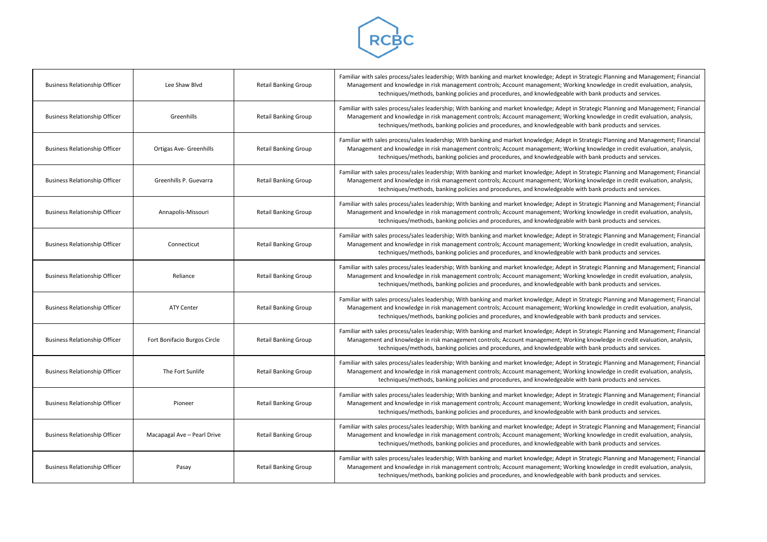| | | | |
|---|---|---|---|
| Business Relationship Officer | Lee Shaw Blvd | Retail Banking Group | Familiar with sales process/sales leadership; With banking and market knowledge; Adept in Strategic Planning and Management; Financial Management and knowledge in risk management controls; Account management; Working knowledge in credit evaluation, analysis, techniques/methods, banking policies and procedures, and knowledgeable with bank products and services. |
| Business Relationship Officer | Greenhills | Retail Banking Group | Familiar with sales process/sales leadership; With banking and market knowledge; Adept in Strategic Planning and Management; Financial Management and knowledge in risk management controls; Account management; Working knowledge in credit evaluation, analysis, techniques/methods, banking policies and procedures, and knowledgeable with bank products and services. |
| Business Relationship Officer | Ortigas Ave- Greenhills | Retail Banking Group | Familiar with sales process/sales leadership; With banking and market knowledge; Adept in Strategic Planning and Management; Financial Management and knowledge in risk management controls; Account management; Working knowledge in credit evaluation, analysis, techniques/methods, banking policies and procedures, and knowledgeable with bank products and services. |
| Business Relationship Officer | Greenhills P. Guevarra | Retail Banking Group | Familiar with sales process/sales leadership; With banking and market knowledge; Adept in Strategic Planning and Management; Financial Management and knowledge in risk management controls; Account management; Working knowledge in credit evaluation, analysis, techniques/methods, banking policies and procedures, and knowledgeable with bank products and services. |
| Business Relationship Officer | Annapolis-Missouri | Retail Banking Group | Familiar with sales process/sales leadership; With banking and market knowledge; Adept in Strategic Planning and Management; Financial Management and knowledge in risk management controls; Account management; Working knowledge in credit evaluation, analysis, techniques/methods, banking policies and procedures, and knowledgeable with bank products and services. |
| Business Relationship Officer | Connecticut | Retail Banking Group | Familiar with sales process/sales leadership; With banking and market knowledge; Adept in Strategic Planning and Management; Financial Management and knowledge in risk management controls; Account management; Working knowledge in credit evaluation, analysis, techniques/methods, banking policies and procedures, and knowledgeable with bank products and services. |
| Business Relationship Officer | Reliance | Retail Banking Group | Familiar with sales process/sales leadership; With banking and market knowledge; Adept in Strategic Planning and Management; Financial Management and knowledge in risk management controls; Account management; Working knowledge in credit evaluation, analysis, techniques/methods, banking policies and procedures, and knowledgeable with bank products and services. |
| Business Relationship Officer | ATY Center | Retail Banking Group | Familiar with sales process/sales leadership; With banking and market knowledge; Adept in Strategic Planning and Management; Financial Management and knowledge in risk management controls; Account management; Working knowledge in credit evaluation, analysis, techniques/methods, banking policies and procedures, and knowledgeable with bank products and services. |
| Business Relationship Officer | Fort Bonifacio Burgos Circle | Retail Banking Group | Familiar with sales process/sales leadership; With banking and market knowledge; Adept in Strategic Planning and Management; Financial Management and knowledge in risk management controls; Account management; Working knowledge in credit evaluation, analysis, techniques/methods, banking policies and procedures, and knowledgeable with bank products and services. |
| Business Relationship Officer | The Fort Sunlife | Retail Banking Group | Familiar with sales process/sales leadership; With banking and market knowledge; Adept in Strategic Planning and Management; Financial Management and knowledge in risk management controls; Account management; Working knowledge in credit evaluation, analysis, techniques/methods, banking policies and procedures, and knowledgeable with bank products and services. |
| Business Relationship Officer | Pioneer | Retail Banking Group | Familiar with sales process/sales leadership; With banking and market knowledge; Adept in Strategic Planning and Management; Financial Management and knowledge in risk management controls; Account management; Working knowledge in credit evaluation, analysis, techniques/methods, banking policies and procedures, and knowledgeable with bank products and services. |
| Business Relationship Officer | Macapagal Ave – Pearl Drive | Retail Banking Group | Familiar with sales process/sales leadership; With banking and market knowledge; Adept in Strategic Planning and Management; Financial Management and knowledge in risk management controls; Account management; Working knowledge in credit evaluation, analysis, techniques/methods, banking policies and procedures, and knowledgeable with bank products and services. |
| Business Relationship Officer | Pasay | Retail Banking Group | Familiar with sales process/sales leadership; With banking and market knowledge; Adept in Strategic Planning and Management; Financial Management and knowledge in risk management controls; Account management; Working knowledge in credit evaluation, analysis, techniques/methods, banking policies and procedures, and knowledgeable with bank products and services. |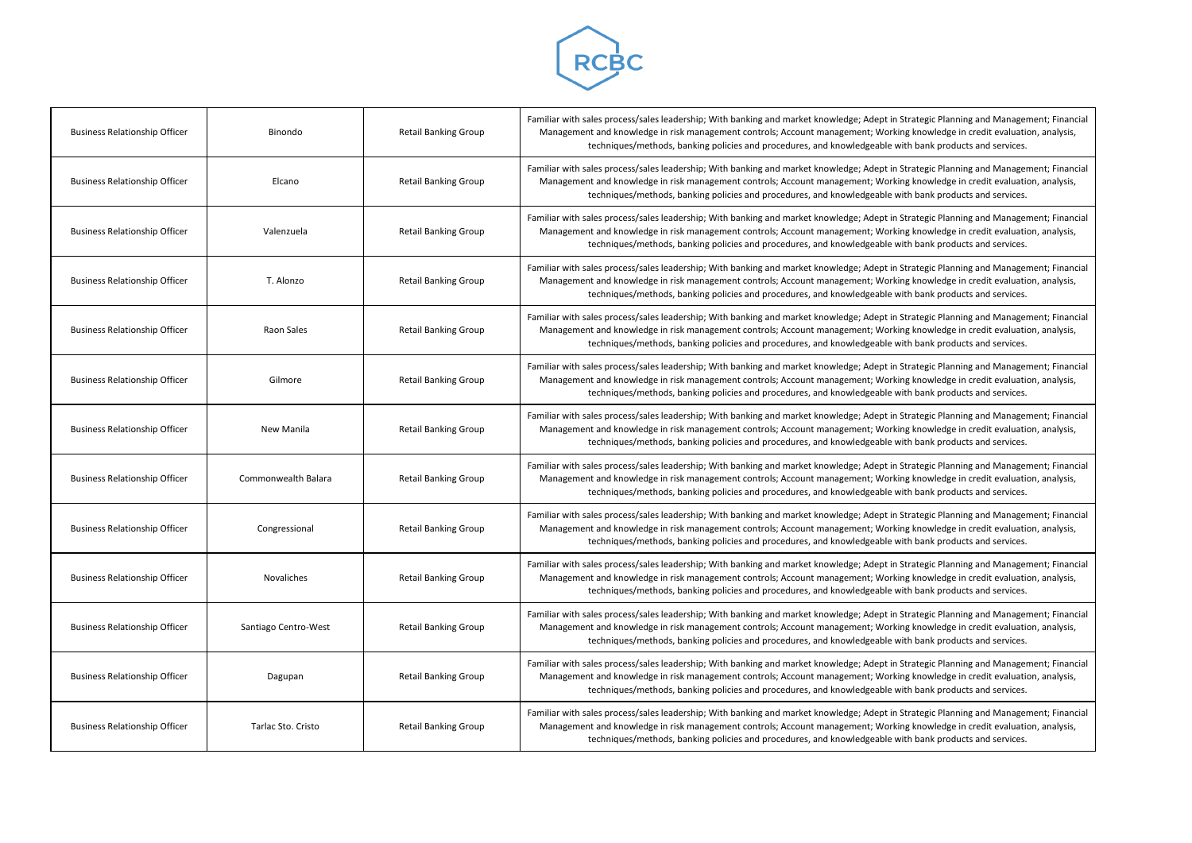| Business Relationship Officer | Binondo | Retail Banking Group | Familiar with sales process/sales leadership; With banking and market knowledge; Adept in Strategic Planning and Management; Financial Management and knowledge in risk management controls; Account management; Working knowledge in credit evaluation, analysis, techniques/methods, banking policies and procedures, and knowledgeable with bank products and services. |
|---|---|---|---|
| Business Relationship Officer | Elcano | Retail Banking Group | Familiar with sales process/sales leadership; With banking and market knowledge; Adept in Strategic Planning and Management; Financial Management and knowledge in risk management controls; Account management; Working knowledge in credit evaluation, analysis, techniques/methods, banking policies and procedures, and knowledgeable with bank products and services. |
| Business Relationship Officer | Valenzuela | Retail Banking Group | Familiar with sales process/sales leadership; With banking and market knowledge; Adept in Strategic Planning and Management; Financial Management and knowledge in risk management controls; Account management; Working knowledge in credit evaluation, analysis, techniques/methods, banking policies and procedures, and knowledgeable with bank products and services. |
| Business Relationship Officer | T. Alonzo | Retail Banking Group | Familiar with sales process/sales leadership; With banking and market knowledge; Adept in Strategic Planning and Management; Financial Management and knowledge in risk management controls; Account management; Working knowledge in credit evaluation, analysis, techniques/methods, banking policies and procedures, and knowledgeable with bank products and services. |
| Business Relationship Officer | Raon Sales | Retail Banking Group | Familiar with sales process/sales leadership; With banking and market knowledge; Adept in Strategic Planning and Management; Financial Management and knowledge in risk management controls; Account management; Working knowledge in credit evaluation, analysis, techniques/methods, banking policies and procedures, and knowledgeable with bank products and services. |
| Business Relationship Officer | Gilmore | Retail Banking Group | Familiar with sales process/sales leadership; With banking and market knowledge; Adept in Strategic Planning and Management; Financial Management and knowledge in risk management controls; Account management; Working knowledge in credit evaluation, analysis, techniques/methods, banking policies and procedures, and knowledgeable with bank products and services. |
| Business Relationship Officer | New Manila | Retail Banking Group | Familiar with sales process/sales leadership; With banking and market knowledge; Adept in Strategic Planning and Management; Financial Management and knowledge in risk management controls; Account management; Working knowledge in credit evaluation, analysis, techniques/methods, banking policies and procedures, and knowledgeable with bank products and services. |
| Business Relationship Officer | Commonwealth Balara | Retail Banking Group | Familiar with sales process/sales leadership; With banking and market knowledge; Adept in Strategic Planning and Management; Financial Management and knowledge in risk management controls; Account management; Working knowledge in credit evaluation, analysis, techniques/methods, banking policies and procedures, and knowledgeable with bank products and services. |
| Business Relationship Officer | Congressional | Retail Banking Group | Familiar with sales process/sales leadership; With banking and market knowledge; Adept in Strategic Planning and Management; Financial Management and knowledge in risk management controls; Account management; Working knowledge in credit evaluation, analysis, techniques/methods, banking policies and procedures, and knowledgeable with bank products and services. |
| Business Relationship Officer | Novaliches | Retail Banking Group | Familiar with sales process/sales leadership; With banking and market knowledge; Adept in Strategic Planning and Management; Financial Management and knowledge in risk management controls; Account management; Working knowledge in credit evaluation, analysis, techniques/methods, banking policies and procedures, and knowledgeable with bank products and services. |
| Business Relationship Officer | Santiago Centro-West | Retail Banking Group | Familiar with sales process/sales leadership; With banking and market knowledge; Adept in Strategic Planning and Management; Financial Management and knowledge in risk management controls; Account management; Working knowledge in credit evaluation, analysis, techniques/methods, banking policies and procedures, and knowledgeable with bank products and services. |
| Business Relationship Officer | Dagupan | Retail Banking Group | Familiar with sales process/sales leadership; With banking and market knowledge; Adept in Strategic Planning and Management; Financial Management and knowledge in risk management controls; Account management; Working knowledge in credit evaluation, analysis, techniques/methods, banking policies and procedures, and knowledgeable with bank products and services. |
| Business Relationship Officer | Tarlac Sto. Cristo | Retail Banking Group | Familiar with sales process/sales leadership; With banking and market knowledge; Adept in Strategic Planning and Management; Financial Management and knowledge in risk management controls; Account management; Working knowledge in credit evaluation, analysis, techniques/methods, banking policies and procedures, and knowledgeable with bank products and services. |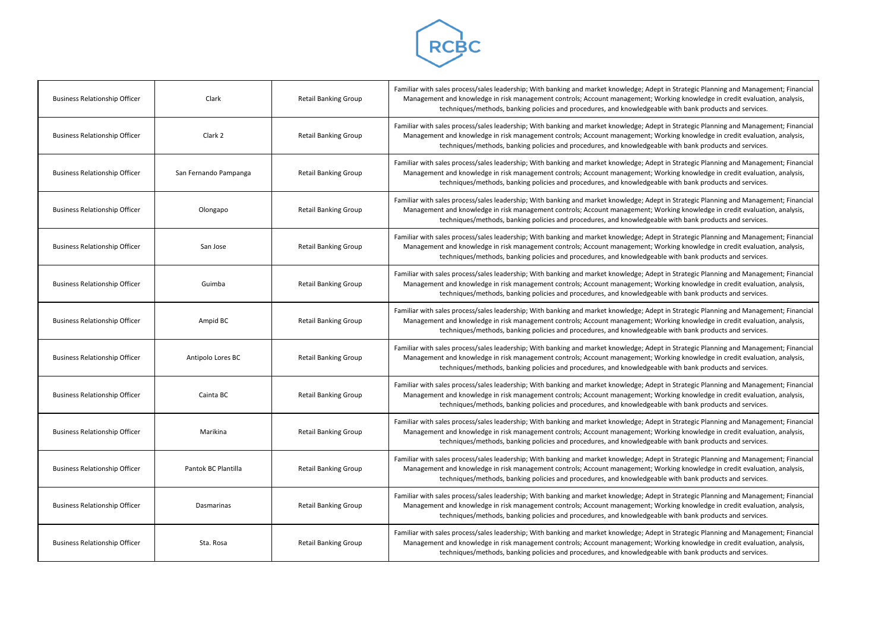| Business Relationship Officer | Clark | Retail Banking Group | Familiar with sales process/sales leadership; With banking and market knowledge; Adept in Strategic Planning and Management; Financial Management and knowledge in risk management controls; Account management; Working knowledge in credit evaluation, analysis, techniques/methods, banking policies and procedures, and knowledgeable with bank products and services. |
|---|---|---|---|
| Business Relationship Officer | Clark 2 | Retail Banking Group | Familiar with sales process/sales leadership; With banking and market knowledge; Adept in Strategic Planning and Management; Financial Management and knowledge in risk management controls; Account management; Working knowledge in credit evaluation, analysis, techniques/methods, banking policies and procedures, and knowledgeable with bank products and services. |
| Business Relationship Officer | San Fernando Pampanga | Retail Banking Group | Familiar with sales process/sales leadership; With banking and market knowledge; Adept in Strategic Planning and Management; Financial Management and knowledge in risk management controls; Account management; Working knowledge in credit evaluation, analysis, techniques/methods, banking policies and procedures, and knowledgeable with bank products and services. |
| Business Relationship Officer | Olongapo | Retail Banking Group | Familiar with sales process/sales leadership; With banking and market knowledge; Adept in Strategic Planning and Management; Financial Management and knowledge in risk management controls; Account management; Working knowledge in credit evaluation, analysis, techniques/methods, banking policies and procedures, and knowledgeable with bank products and services. |
| Business Relationship Officer | San Jose | Retail Banking Group | Familiar with sales process/sales leadership; With banking and market knowledge; Adept in Strategic Planning and Management; Financial Management and knowledge in risk management controls; Account management; Working knowledge in credit evaluation, analysis, techniques/methods, banking policies and procedures, and knowledgeable with bank products and services. |
| Business Relationship Officer | Guimba | Retail Banking Group | Familiar with sales process/sales leadership; With banking and market knowledge; Adept in Strategic Planning and Management; Financial Management and knowledge in risk management controls; Account management; Working knowledge in credit evaluation, analysis, techniques/methods, banking policies and procedures, and knowledgeable with bank products and services. |
| Business Relationship Officer | Ampid BC | Retail Banking Group | Familiar with sales process/sales leadership; With banking and market knowledge; Adept in Strategic Planning and Management; Financial Management and knowledge in risk management controls; Account management; Working knowledge in credit evaluation, analysis, techniques/methods, banking policies and procedures, and knowledgeable with bank products and services. |
| Business Relationship Officer | Antipolo Lores BC | Retail Banking Group | Familiar with sales process/sales leadership; With banking and market knowledge; Adept in Strategic Planning and Management; Financial Management and knowledge in risk management controls; Account management; Working knowledge in credit evaluation, analysis, techniques/methods, banking policies and procedures, and knowledgeable with bank products and services. |
| Business Relationship Officer | Cainta BC | Retail Banking Group | Familiar with sales process/sales leadership; With banking and market knowledge; Adept in Strategic Planning and Management; Financial Management and knowledge in risk management controls; Account management; Working knowledge in credit evaluation, analysis, techniques/methods, banking policies and procedures, and knowledgeable with bank products and services. |
| Business Relationship Officer | Marikina | Retail Banking Group | Familiar with sales process/sales leadership; With banking and market knowledge; Adept in Strategic Planning and Management; Financial Management and knowledge in risk management controls; Account management; Working knowledge in credit evaluation, analysis, techniques/methods, banking policies and procedures, and knowledgeable with bank products and services. |
| Business Relationship Officer | Pantok BC Plantilla | Retail Banking Group | Familiar with sales process/sales leadership; With banking and market knowledge; Adept in Strategic Planning and Management; Financial Management and knowledge in risk management controls; Account management; Working knowledge in credit evaluation, analysis, techniques/methods, banking policies and procedures, and knowledgeable with bank products and services. |
| Business Relationship Officer | Dasmarinas | Retail Banking Group | Familiar with sales process/sales leadership; With banking and market knowledge; Adept in Strategic Planning and Management; Financial Management and knowledge in risk management controls; Account management; Working knowledge in credit evaluation, analysis, techniques/methods, banking policies and procedures, and knowledgeable with bank products and services. |
| Business Relationship Officer | Sta. Rosa | Retail Banking Group | Familiar with sales process/sales leadership; With banking and market knowledge; Adept in Strategic Planning and Management; Financial Management and knowledge in risk management controls; Account management; Working knowledge in credit evaluation, analysis, techniques/methods, banking policies and procedures, and knowledgeable with bank products and services. |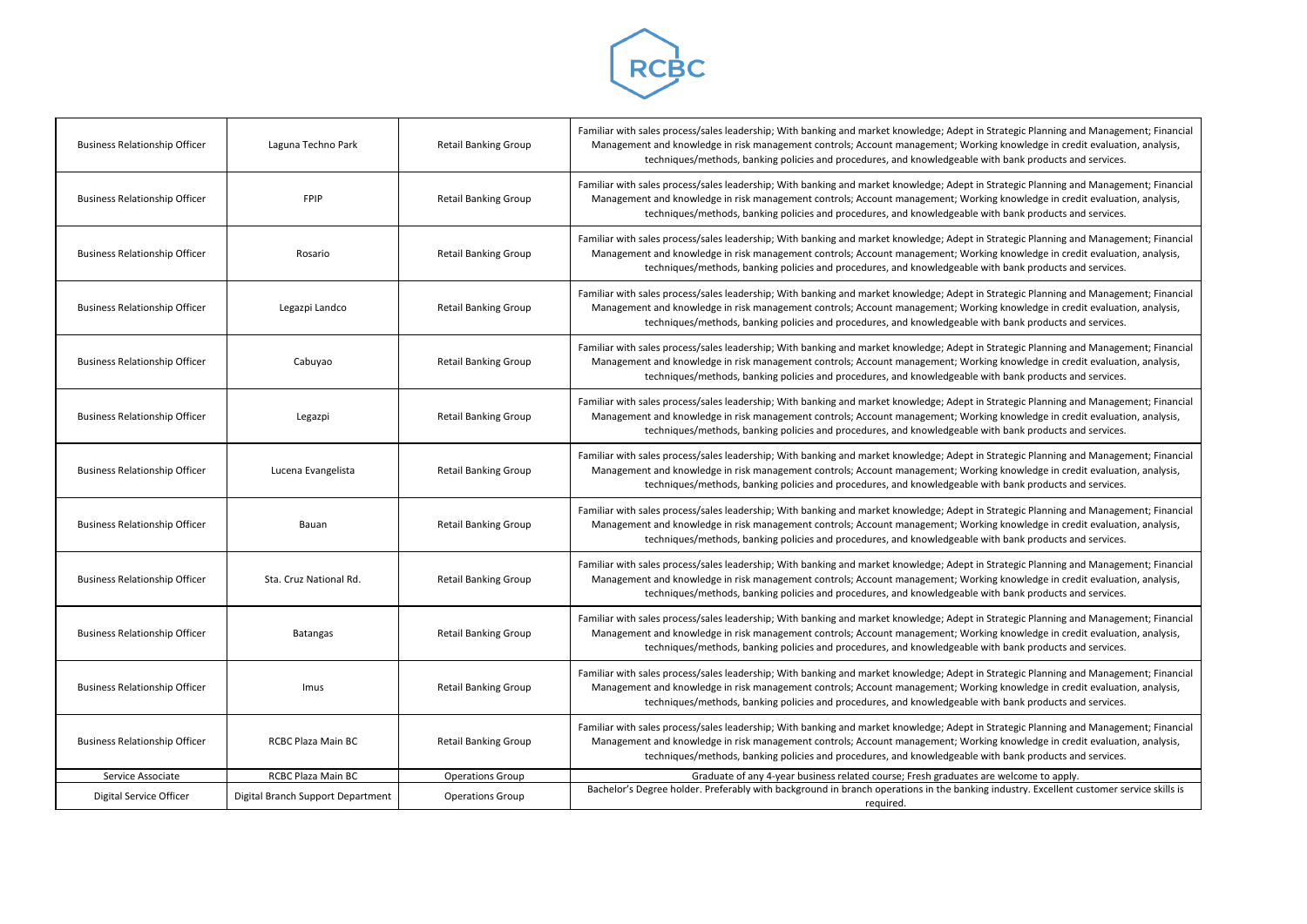RCBC

| | | | |
|---|---|---|---|
| Business Relationship Officer | Laguna Techno Park | Retail Banking Group | Familiar with sales process/sales leadership; With banking and market knowledge; Adept in Strategic Planning and Management; Financial Management and knowledge in risk management controls; Account management; Working knowledge in credit evaluation, analysis, techniques/methods, banking policies and procedures, and knowledgeable with bank products and services. |
| Business Relationship Officer | FPIP | Retail Banking Group | Familiar with sales process/sales leadership; With banking and market knowledge; Adept in Strategic Planning and Management; Financial Management and knowledge in risk management controls; Account management; Working knowledge in credit evaluation, analysis, techniques/methods, banking policies and procedures, and knowledgeable with bank products and services. |
| Business Relationship Officer | Rosario | Retail Banking Group | Familiar with sales process/sales leadership; With banking and market knowledge; Adept in Strategic Planning and Management; Financial Management and knowledge in risk management controls; Account management; Working knowledge in credit evaluation, analysis, techniques/methods, banking policies and procedures, and knowledgeable with bank products and services. |
| Business Relationship Officer | Legazpi Landco | Retail Banking Group | Familiar with sales process/sales leadership; With banking and market knowledge; Adept in Strategic Planning and Management; Financial Management and knowledge in risk management controls; Account management; Working knowledge in credit evaluation, analysis, techniques/methods, banking policies and procedures, and knowledgeable with bank products and services. |
| Business Relationship Officer | Cabuyao | Retail Banking Group | Familiar with sales process/sales leadership; With banking and market knowledge; Adept in Strategic Planning and Management; Financial Management and knowledge in risk management controls; Account management; Working knowledge in credit evaluation, analysis, techniques/methods, banking policies and procedures, and knowledgeable with bank products and services. |
| Business Relationship Officer | Legazpi | Retail Banking Group | Familiar with sales process/sales leadership; With banking and market knowledge; Adept in Strategic Planning and Management; Financial Management and knowledge in risk management controls; Account management; Working knowledge in credit evaluation, analysis, techniques/methods, banking policies and procedures, and knowledgeable with bank products and services. |
| Business Relationship Officer | Lucena Evangelista | Retail Banking Group | Familiar with sales process/sales leadership; With banking and market knowledge; Adept in Strategic Planning and Management; Financial Management and knowledge in risk management controls; Account management; Working knowledge in credit evaluation, analysis, techniques/methods, banking policies and procedures, and knowledgeable with bank products and services. |
| Business Relationship Officer | Bauan | Retail Banking Group | Familiar with sales process/sales leadership; With banking and market knowledge; Adept in Strategic Planning and Management; Financial Management and knowledge in risk management controls; Account management; Working knowledge in credit evaluation, analysis, techniques/methods, banking policies and procedures, and knowledgeable with bank products and services. |
| Business Relationship Officer | Sta. Cruz National Rd. | Retail Banking Group | Familiar with sales process/sales leadership; With banking and market knowledge; Adept in Strategic Planning and Management; Financial Management and knowledge in risk management controls; Account management; Working knowledge in credit evaluation, analysis, techniques/methods, banking policies and procedures, and knowledgeable with bank products and services. |
| Business Relationship Officer | Batangas | Retail Banking Group | Familiar with sales process/sales leadership; With banking and market knowledge; Adept in Strategic Planning and Management; Financial Management and knowledge in risk management controls; Account management; Working knowledge in credit evaluation, analysis, techniques/methods, banking policies and procedures, and knowledgeable with bank products and services. |
| Business Relationship Officer | Imus | Retail Banking Group | Familiar with sales process/sales leadership; With banking and market knowledge; Adept in Strategic Planning and Management; Financial Management and knowledge in risk management controls; Account management; Working knowledge in credit evaluation, analysis, techniques/methods, banking policies and procedures, and knowledgeable with bank products and services. |
| Business Relationship Officer | RCBC Plaza Main BC | Retail Banking Group | Familiar with sales process/sales leadership; With banking and market knowledge; Adept in Strategic Planning and Management; Financial Management and knowledge in risk management controls; Account management; Working knowledge in credit evaluation, analysis, techniques/methods, banking policies and procedures, and knowledgeable with bank products and services. |
| Service Associate | RCBC Plaza Main BC | Operations Group | Graduate of any 4-year business related course; Fresh graduates are welcome to apply. |
| Digital Service Officer | Digital Branch Support Department | Operations Group | Bachelor's Degree holder. Preferably with background in branch operations in the banking industry. Excellent customer service skills is required. |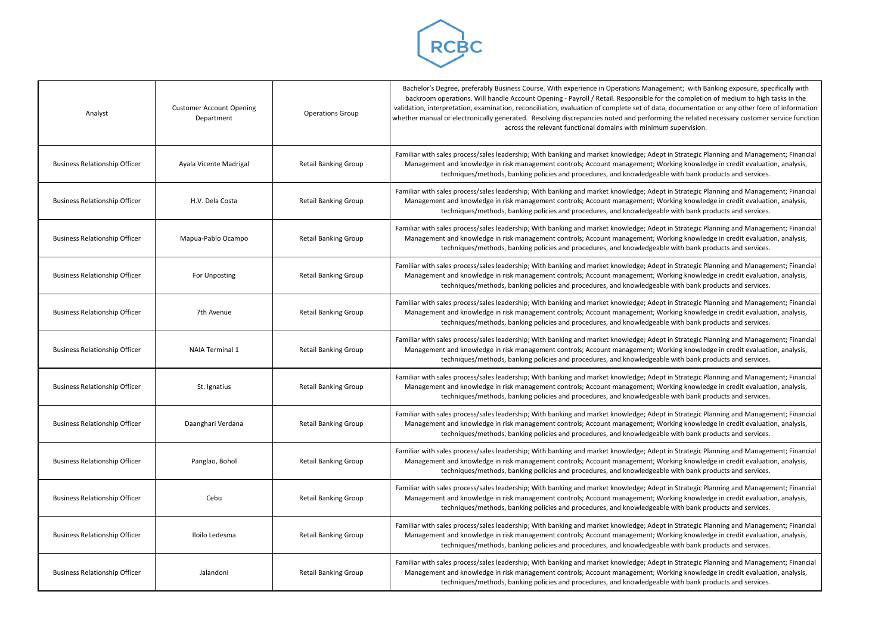| Analyst | Customer Account Opening Department | Operations Group | Bachelor's Degree, preferably Business Course. With experience in Operations Management; with Banking exposure, specifically with backroom operations. Will handle Account Opening - Payroll / Retail. Responsible for the completion of medium to high tasks in the validation, interpretation, examination, reconciliation, evaluation of complete set of data, documentation or any other form of information whether manual or electronically generated. Resolving discrepancies noted and performing the related necessary customer service function across the relevant functional domains with minimum supervision. |
|---|---|---|---|
| Business Relationship Officer | Ayala Vicente Madrigal | Retail Banking Group | Familiar with sales process/sales leadership; With banking and market knowledge; Adept in Strategic Planning and Management; Financial Management and knowledge in risk management controls; Account management; Working knowledge in credit evaluation, analysis, techniques/methods, banking policies and procedures, and knowledgeable with bank products and services. |
| Business Relationship Officer | H.V. Dela Costa | Retail Banking Group | Familiar with sales process/sales leadership; With banking and market knowledge; Adept in Strategic Planning and Management; Financial Management and knowledge in risk management controls; Account management; Working knowledge in credit evaluation, analysis, techniques/methods, banking policies and procedures, and knowledgeable with bank products and services. |
| Business Relationship Officer | Mapua-Pablo Ocampo | Retail Banking Group | Familiar with sales process/sales leadership; With banking and market knowledge; Adept in Strategic Planning and Management; Financial Management and knowledge in risk management controls; Account management; Working knowledge in credit evaluation, analysis, techniques/methods, banking policies and procedures, and knowledgeable with bank products and services. |
| Business Relationship Officer | For Unposting | Retail Banking Group | Familiar with sales process/sales leadership; With banking and market knowledge; Adept in Strategic Planning and Management; Financial Management and knowledge in risk management controls; Account management; Working knowledge in credit evaluation, analysis, techniques/methods, banking policies and procedures, and knowledgeable with bank products and services. |
| Business Relationship Officer | 7th Avenue | Retail Banking Group | Familiar with sales process/sales leadership; With banking and market knowledge; Adept in Strategic Planning and Management; Financial Management and knowledge in risk management controls; Account management; Working knowledge in credit evaluation, analysis, techniques/methods, banking policies and procedures, and knowledgeable with bank products and services. |
| Business Relationship Officer | NAIA Terminal 1 | Retail Banking Group | Familiar with sales process/sales leadership; With banking and market knowledge; Adept in Strategic Planning and Management; Financial Management and knowledge in risk management controls; Account management; Working knowledge in credit evaluation, analysis, techniques/methods, banking policies and procedures, and knowledgeable with bank products and services. |
| Business Relationship Officer | St. Ignatius | Retail Banking Group | Familiar with sales process/sales leadership; With banking and market knowledge; Adept in Strategic Planning and Management; Financial Management and knowledge in risk management controls; Account management; Working knowledge in credit evaluation, analysis, techniques/methods, banking policies and procedures, and knowledgeable with bank products and services. |
| Business Relationship Officer | Daanghari Verdana | Retail Banking Group | Familiar with sales process/sales leadership; With banking and market knowledge; Adept in Strategic Planning and Management; Financial Management and knowledge in risk management controls; Account management; Working knowledge in credit evaluation, analysis, techniques/methods, banking policies and procedures, and knowledgeable with bank products and services. |
| Business Relationship Officer | Panglao, Bohol | Retail Banking Group | Familiar with sales process/sales leadership; With banking and market knowledge; Adept in Strategic Planning and Management; Financial Management and knowledge in risk management controls; Account management; Working knowledge in credit evaluation, analysis, techniques/methods, banking policies and procedures, and knowledgeable with bank products and services. |
| Business Relationship Officer | Cebu | Retail Banking Group | Familiar with sales process/sales leadership; With banking and market knowledge; Adept in Strategic Planning and Management; Financial Management and knowledge in risk management controls; Account management; Working knowledge in credit evaluation, analysis, techniques/methods, banking policies and procedures, and knowledgeable with bank products and services. |
| Business Relationship Officer | Iloilo Ledesma | Retail Banking Group | Familiar with sales process/sales leadership; With banking and market knowledge; Adept in Strategic Planning and Management; Financial Management and knowledge in risk management controls; Account management; Working knowledge in credit evaluation, analysis, techniques/methods, banking policies and procedures, and knowledgeable with bank products and services. |
| Business Relationship Officer | Jalandoni | Retail Banking Group | Familiar with sales process/sales leadership; With banking and market knowledge; Adept in Strategic Planning and Management; Financial Management and knowledge in risk management controls; Account management; Working knowledge in credit evaluation, analysis, techniques/methods, banking policies and procedures, and knowledgeable with bank products and services. |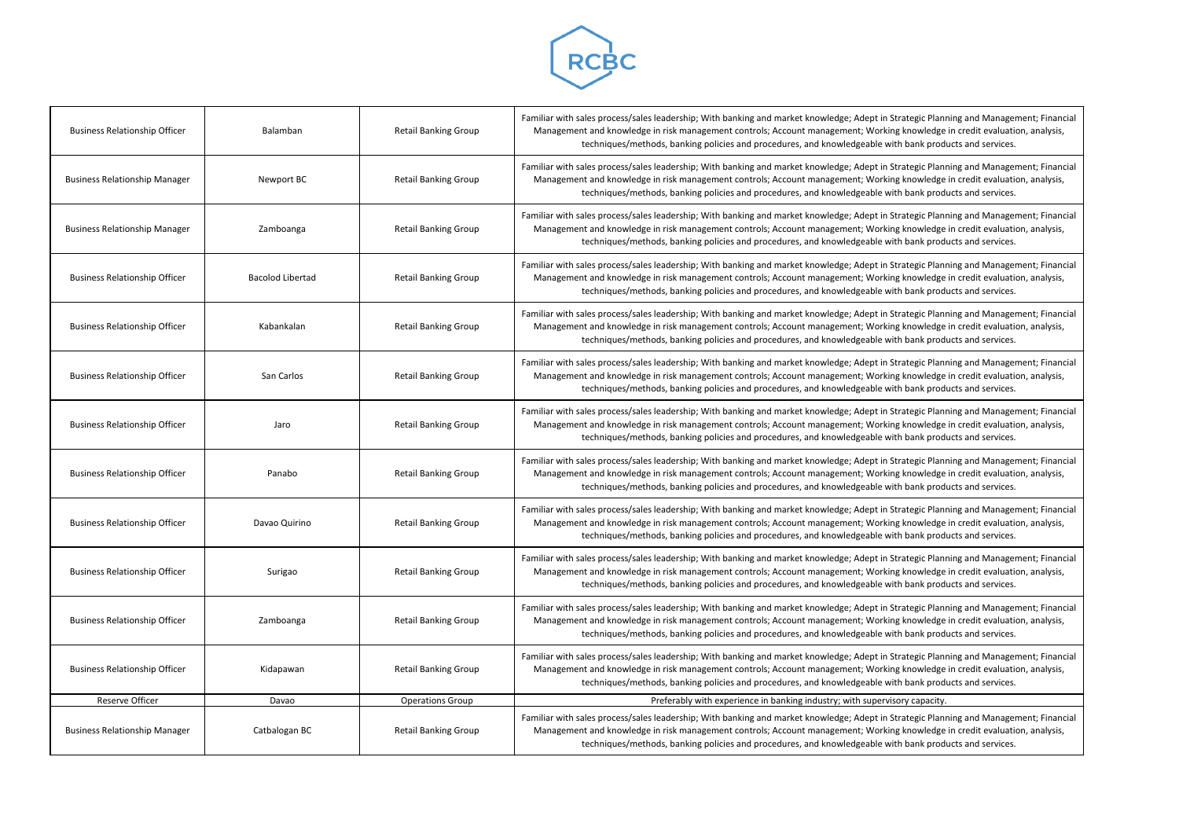| Business Relationship Officer | Balamban | Retail Banking Group | Familiar with sales process/sales leadership; With banking and market knowledge; Adept in Strategic Planning and Management; Financial Management and knowledge in risk management controls; Account management; Working knowledge in credit evaluation, analysis, techniques/methods, banking policies and procedures, and knowledgeable with bank products and services. |
|---|---|---|---|
| Business Relationship Manager | Newport BC | Retail Banking Group | Familiar with sales process/sales leadership; With banking and market knowledge; Adept in Strategic Planning and Management; Financial Management and knowledge in risk management controls; Account management; Working knowledge in credit evaluation, analysis, techniques/methods, banking policies and procedures, and knowledgeable with bank products and services. |
| Business Relationship Manager | Zamboanga | Retail Banking Group | Familiar with sales process/sales leadership; With banking and market knowledge; Adept in Strategic Planning and Management; Financial Management and knowledge in risk management controls; Account management; Working knowledge in credit evaluation, analysis, techniques/methods, banking policies and procedures, and knowledgeable with bank products and services. |
| Business Relationship Officer | Bacolod Libertad | Retail Banking Group | Familiar with sales process/sales leadership; With banking and market knowledge; Adept in Strategic Planning and Management; Financial Management and knowledge in risk management controls; Account management; Working knowledge in credit evaluation, analysis, techniques/methods, banking policies and procedures, and knowledgeable with bank products and services. |
| Business Relationship Officer | Kabankalan | Retail Banking Group | Familiar with sales process/sales leadership; With banking and market knowledge; Adept in Strategic Planning and Management; Financial Management and knowledge in risk management controls; Account management; Working knowledge in credit evaluation, analysis, techniques/methods, banking policies and procedures, and knowledgeable with bank products and services. |
| Business Relationship Officer | San Carlos | Retail Banking Group | Familiar with sales process/sales leadership; With banking and market knowledge; Adept in Strategic Planning and Management; Financial Management and knowledge in risk management controls; Account management; Working knowledge in credit evaluation, analysis, techniques/methods, banking policies and procedures, and knowledgeable with bank products and services. |
| Business Relationship Officer | Jaro | Retail Banking Group | Familiar with sales process/sales leadership; With banking and market knowledge; Adept in Strategic Planning and Management; Financial Management and knowledge in risk management controls; Account management; Working knowledge in credit evaluation, analysis, techniques/methods, banking policies and procedures, and knowledgeable with bank products and services. |
| Business Relationship Officer | Panabo | Retail Banking Group | Familiar with sales process/sales leadership; With banking and market knowledge; Adept in Strategic Planning and Management; Financial Management and knowledge in risk management controls; Account management; Working knowledge in credit evaluation, analysis, techniques/methods, banking policies and procedures, and knowledgeable with bank products and services. |
| Business Relationship Officer | Davao Quirino | Retail Banking Group | Familiar with sales process/sales leadership; With banking and market knowledge; Adept in Strategic Planning and Management; Financial Management and knowledge in risk management controls; Account management; Working knowledge in credit evaluation, analysis, techniques/methods, banking policies and procedures, and knowledgeable with bank products and services. |
| Business Relationship Officer | Surigao | Retail Banking Group | Familiar with sales process/sales leadership; With banking and market knowledge; Adept in Strategic Planning and Management; Financial Management and knowledge in risk management controls; Account management; Working knowledge in credit evaluation, analysis, techniques/methods, banking policies and procedures, and knowledgeable with bank products and services. |
| Business Relationship Officer | Zamboanga | Retail Banking Group | Familiar with sales process/sales leadership; With banking and market knowledge; Adept in Strategic Planning and Management; Financial Management and knowledge in risk management controls; Account management; Working knowledge in credit evaluation, analysis, techniques/methods, banking policies and procedures, and knowledgeable with bank products and services. |
| Business Relationship Officer | Kidapawan | Retail Banking Group | Familiar with sales process/sales leadership; With banking and market knowledge; Adept in Strategic Planning and Management; Financial Management and knowledge in risk management controls; Account management; Working knowledge in credit evaluation, analysis, techniques/methods, banking policies and procedures, and knowledgeable with bank products and services. |
| Reserve Officer | Davao | Operations Group | Preferably with experience in banking industry; with supervisory capacity. |
| Business Relationship Manager | Catbalogan BC | Retail Banking Group | Familiar with sales process/sales leadership; With banking and market knowledge; Adept in Strategic Planning and Management; Financial Management and knowledge in risk management controls; Account management; Working knowledge in credit evaluation, analysis, techniques/methods, banking policies and procedures, and knowledgeable with bank products and services. |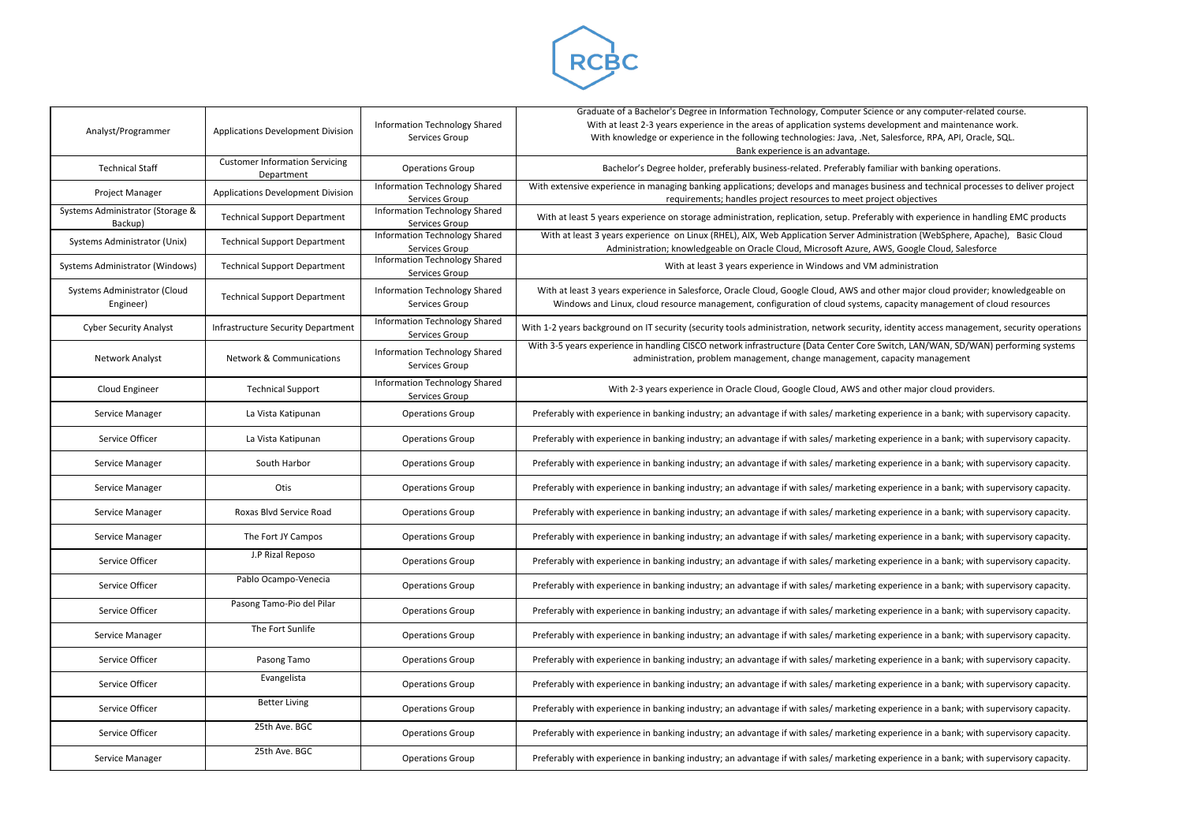RCBC

| Analyst/Programmer | Applications Development Division | Information Technology Shared Services Group | Graduate of a Bachelor's Degree in Information Technology, Computer Science or any computer-related course. With at least 2-3 years experience in the areas of application systems development and maintenance work. With knowledge or experience in the following technologies: Java, .Net, Salesforce, RPA, API, Oracle, SQL. Bank experience is an advantage. |
|---|---|---|---|
| Technical Staff | Customer Information Servicing Department | Operations Group | Bachelor's Degree holder, preferably business-related. Preferably familiar with banking operations. |
| Project Manager | Applications Development Division | Information Technology Shared Services Group | With extensive experience in managing banking applications; develops and manages business and technical processes to deliver project requirements; handles project resources to meet project objectives |
| Systems Administrator (Storage & Backup) | Technical Support Department | Information Technology Shared Services Group | With at least 5 years experience on storage administration, replication, setup. Preferably with experience in handling EMC products |
| Systems Administrator (Unix) | Technical Support Department | Information Technology Shared Services Group | With at least 3 years experience on Linux (RHEL), AIX, Web Application Server Administration (WebSphere, Apache), Basic Cloud Administration; knowledgeable on Oracle Cloud, Microsoft Azure, AWS, Google Cloud, Salesforce |
| Systems Administrator (Windows) | Technical Support Department | Information Technology Shared Services Group | With at least 3 years experience in Windows and VM administration |
| Systems Administrator (Cloud Engineer) | Technical Support Department | Information Technology Shared Services Group | With at least 3 years experience in Salesforce, Oracle Cloud, Google Cloud, AWS and other major cloud provider; knowledgeable on Windows and Linux, cloud resource management, configuration of cloud systems, capacity management of cloud resources |
| Cyber Security Analyst | Infrastructure Security Department | Information Technology Shared Services Group | With 1-2 years background on IT security (security tools administration, network security, identity access management, security operations |
| Network Analyst | Network & Communications | Information Technology Shared Services Group | With 3-5 years experience in handling CISCO network infrastructure (Data Center Core Switch, LAN/WAN, SD/WAN) performing systems administration, problem management, change management, capacity management |
| Cloud Engineer | Technical Support | Information Technology Shared Services Group | With 2-3 years experience in Oracle Cloud, Google Cloud, AWS and other major cloud providers. |
| Service Manager | La Vista Katipunan | Operations Group | Preferably with experience in banking industry; an advantage if with sales/ marketing experience in a bank; with supervisory capacity. |
| Service Officer | La Vista Katipunan | Operations Group | Preferably with experience in banking industry; an advantage if with sales/ marketing experience in a bank; with supervisory capacity. |
| Service Manager | South Harbor | Operations Group | Preferably with experience in banking industry; an advantage if with sales/ marketing experience in a bank; with supervisory capacity. |
| Service Manager | Otis | Operations Group | Preferably with experience in banking industry; an advantage if with sales/ marketing experience in a bank; with supervisory capacity. |
| Service Manager | Roxas Blvd Service Road | Operations Group | Preferably with experience in banking industry; an advantage if with sales/ marketing experience in a bank; with supervisory capacity. |
| Service Manager | The Fort JY Campos | Operations Group | Preferably with experience in banking industry; an advantage if with sales/ marketing experience in a bank; with supervisory capacity. |
| Service Officer | J.P Rizal Reposo | Operations Group | Preferably with experience in banking industry; an advantage if with sales/ marketing experience in a bank; with supervisory capacity. |
| Service Officer | Pablo Ocampo-Venecia | Operations Group | Preferably with experience in banking industry; an advantage if with sales/ marketing experience in a bank; with supervisory capacity. |
| Service Officer | Pasong Tamo-Pio del Pilar | Operations Group | Preferably with experience in banking industry; an advantage if with sales/ marketing experience in a bank; with supervisory capacity. |
| Service Manager | The Fort Sunlife | Operations Group | Preferably with experience in banking industry; an advantage if with sales/ marketing experience in a bank; with supervisory capacity. |
| Service Officer | Pasong Tamo | Operations Group | Preferably with experience in banking industry; an advantage if with sales/ marketing experience in a bank; with supervisory capacity. |
| Service Officer | Evangelista | Operations Group | Preferably with experience in banking industry; an advantage if with sales/ marketing experience in a bank; with supervisory capacity. |
| Service Officer | Better Living | Operations Group | Preferably with experience in banking industry; an advantage if with sales/ marketing experience in a bank; with supervisory capacity. |
| Service Officer | 25th Ave. BGC | Operations Group | Preferably with experience in banking industry; an advantage if with sales/ marketing experience in a bank; with supervisory capacity. |
| Service Manager | 25th Ave. BGC | Operations Group | Preferably with experience in banking industry; an advantage if with sales/ marketing experience in a bank; with supervisory capacity. |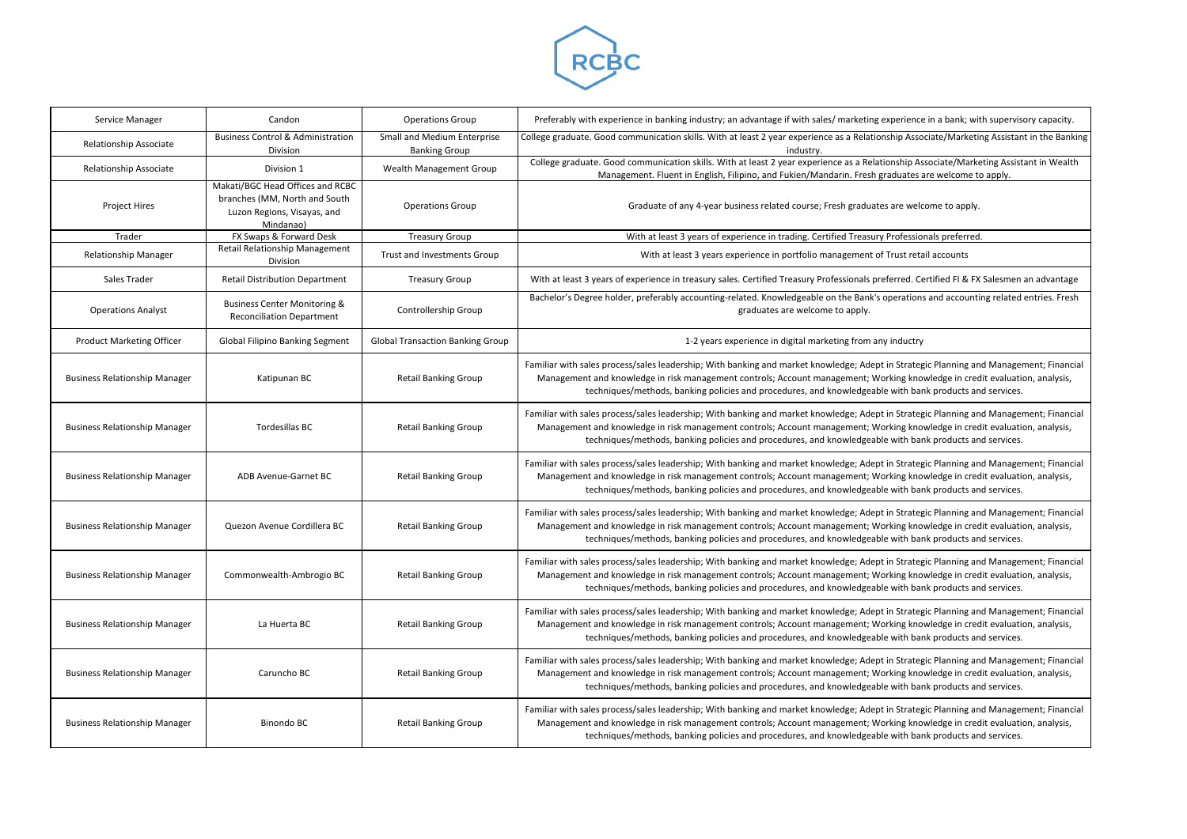RCBC

| Service Manager | Candon | Operations Group | Preferably with experience in banking industry; an advantage if with sales/ marketing experience in a bank; with supervisory capacity. |
|---|---|---|---|
| Relationship Associate | Business Control & Administration Division | Small and Medium Enterprise Banking Group | College graduate. Good communication skills. With at least 2 year experience as a Relationship Associate/Marketing Assistant in the Banking industry. |
| Relationship Associate | Division 1 | Wealth Management Group | College graduate. Good communication skills. With at least 2 year experience as a Relationship Associate/Marketing Assistant in Wealth Management. Fluent in English, Filipino, and Fukien/Mandarin. Fresh graduates are welcome to apply. |
| Project Hires | Makati/BGC Head Offices and RCBC branches (MM, North and South Luzon Regions, Visayas, and Mindanao) | Operations Group | Graduate of any 4-year business related course; Fresh graduates are welcome to apply. |
| Trader | FX Swaps & Forward Desk | Treasury Group | With at least 3 years of experience in trading. Certified Treasury Professionals preferred. |
| Relationship Manager | Retail Relationship Management Division | Trust and Investments Group | With at least 3 years experience in portfolio management of Trust retail accounts |
| Sales Trader | Retail Distribution Department | Treasury Group | With at least 3 years of experience in treasury sales. Certified Treasury Professionals preferred. Certified FI & FX Salesmen an advantage |
| Operations Analyst | Business Center Monitoring & Reconciliation Department | Controllership Group | Bachelor's Degree holder, preferably accounting-related. Knowledgeable on the Bank's operations and accounting related entries. Fresh graduates are welcome to apply. |
| Product Marketing Officer | Global Filipino Banking Segment | Global Transaction Banking Group | 1-2 years experience in digital marketing from any inductry |
| Business Relationship Manager | Katipunan BC | Retail Banking Group | Familiar with sales process/sales leadership; With banking and market knowledge; Adept in Strategic Planning and Management; Financial Management and knowledge in risk management controls; Account management; Working knowledge in credit evaluation, analysis, techniques/methods, banking policies and procedures, and knowledgeable with bank products and services. |
| Business Relationship Manager | Tordesillas BC | Retail Banking Group | Familiar with sales process/sales leadership; With banking and market knowledge; Adept in Strategic Planning and Management; Financial Management and knowledge in risk management controls; Account management; Working knowledge in credit evaluation, analysis, techniques/methods, banking policies and procedures, and knowledgeable with bank products and services. |
| Business Relationship Manager | ADB Avenue-Garnet BC | Retail Banking Group | Familiar with sales process/sales leadership; With banking and market knowledge; Adept in Strategic Planning and Management; Financial Management and knowledge in risk management controls; Account management; Working knowledge in credit evaluation, analysis, techniques/methods, banking policies and procedures, and knowledgeable with bank products and services. |
| Business Relationship Manager | Quezon Avenue Cordillera BC | Retail Banking Group | Familiar with sales process/sales leadership; With banking and market knowledge; Adept in Strategic Planning and Management; Financial Management and knowledge in risk management controls; Account management; Working knowledge in credit evaluation, analysis, techniques/methods, banking policies and procedures, and knowledgeable with bank products and services. |
| Business Relationship Manager | Commonwealth-Ambrogio BC | Retail Banking Group | Familiar with sales process/sales leadership; With banking and market knowledge; Adept in Strategic Planning and Management; Financial Management and knowledge in risk management controls; Account management; Working knowledge in credit evaluation, analysis, techniques/methods, banking policies and procedures, and knowledgeable with bank products and services. |
| Business Relationship Manager | La Huerta BC | Retail Banking Group | Familiar with sales process/sales leadership; With banking and market knowledge; Adept in Strategic Planning and Management; Financial Management and knowledge in risk management controls; Account management; Working knowledge in credit evaluation, analysis, techniques/methods, banking policies and procedures, and knowledgeable with bank products and services. |
| Business Relationship Manager | Caruncho BC | Retail Banking Group | Familiar with sales process/sales leadership; With banking and market knowledge; Adept in Strategic Planning and Management; Financial Management and knowledge in risk management controls; Account management; Working knowledge in credit evaluation, analysis, techniques/methods, banking policies and procedures, and knowledgeable with bank products and services. |
| Business Relationship Manager | Binondo BC | Retail Banking Group | Familiar with sales process/sales leadership; With banking and market knowledge; Adept in Strategic Planning and Management; Financial Management and knowledge in risk management controls; Account management; Working knowledge in credit evaluation, analysis, techniques/methods, banking policies and procedures, and knowledgeable with bank products and services. |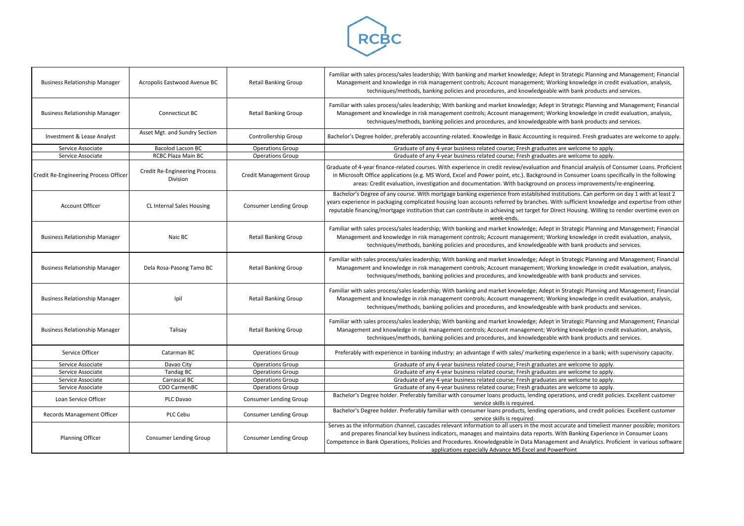RCBC

| | | | |
|---|---|---|---|
| Business Relationship Manager | Acropolis Eastwood Avenue BC | Retail Banking Group | Familiar with sales process/sales leadership; With banking and market knowledge; Adept in Strategic Planning and Management; Financial Management and knowledge in risk management controls; Account management; Working knowledge in credit evaluation, analysis, techniques/methods, banking policies and procedures, and knowledgeable with bank products and services. |
| Business Relationship Manager | Connecticut BC | Retail Banking Group | Familiar with sales process/sales leadership; With banking and market knowledge; Adept in Strategic Planning and Management; Financial Management and knowledge in risk management controls; Account management; Working knowledge in credit evaluation, analysis, techniques/methods, banking policies and procedures, and knowledgeable with bank products and services. |
| Investment & Lease Analyst | Asset Mgt. and Sundry Section | Controllership Group | Bachelor's Degree holder, preferably accounting-related. Knowledge in Basic Accounting is required. Fresh graduates are welcome to apply. |
| Service Associate | Bacolod Lacson BC | Operations Group | Graduate of any 4-year business related course; Fresh graduates are welcome to apply. |
| Service Associate | RCBC Plaza Main BC | Operations Group | Graduate of any 4-year business related course; Fresh graduates are welcome to apply. |
| Credit Re-Engineering Process Officer | Credit Re-Engineering Process Division | Credit Management Group | Graduate of 4-year finance-related courses. With experience in credit review/evaluation and financial analysis of Consumer Loans. Proficient in Microsoft Office applications (e.g. MS Word, Excel and Power point, etc.). Background in Consumer Loans specifically in the following areas: Credit evaluation, investigation and documentation. With background on process improvements/re-engineering. |
| Account Officer | CL Internal Sales Housing | Consumer Lending Group | Bachelor's Degree of any course. With mortgage banking experience from established institutions. Can perform on day 1 with at least 2 years experience in packaging complicated housing loan accounts referred by branches. With sufficient knowledge and expertise from other reputable financing/mortgage institution that can contribute in achieving set target for Direct Housing. Willing to render overtime even on week-ends. |
| Business Relationship Manager | Naic BC | Retail Banking Group | Familiar with sales process/sales leadership; With banking and market knowledge; Adept in Strategic Planning and Management; Financial Management and knowledge in risk management controls; Account management; Working knowledge in credit evaluation, analysis, techniques/methods, banking policies and procedures, and knowledgeable with bank products and services. |
| Business Relationship Manager | Dela Rosa-Pasong Tamo BC | Retail Banking Group | Familiar with sales process/sales leadership; With banking and market knowledge; Adept in Strategic Planning and Management; Financial Management and knowledge in risk management controls; Account management; Working knowledge in credit evaluation, analysis, techniques/methods, banking policies and procedures, and knowledgeable with bank products and services. |
| Business Relationship Manager | Ipil | Retail Banking Group | Familiar with sales process/sales leadership; With banking and market knowledge; Adept in Strategic Planning and Management; Financial Management and knowledge in risk management controls; Account management; Working knowledge in credit evaluation, analysis, techniques/methods, banking policies and procedures, and knowledgeable with bank products and services. |
| Business Relationship Manager | Talisay | Retail Banking Group | Familiar with sales process/sales leadership; With banking and market knowledge; Adept in Strategic Planning and Management; Financial Management and knowledge in risk management controls; Account management; Working knowledge in credit evaluation, analysis, techniques/methods, banking policies and procedures, and knowledgeable with bank products and services. |
| Service Officer | Catarman BC | Operations Group | Preferably with experience in banking industry; an advantage if with sales/ marketing experience in a bank; with supervisory capacity. |
| Service Associate | Davao City | Operations Group | Graduate of any 4-year business related course; Fresh graduates are welcome to apply. |
| Service Associate | Tandag BC | Operations Group | Graduate of any 4-year business related course; Fresh graduates are welcome to apply. |
| Service Associate | Carrascal BC | Operations Group | Graduate of any 4-year business related course; Fresh graduates are welcome to apply. |
| Service Associate | CDO CarmenBC | Operations Group | Graduate of any 4-year business related course; Fresh graduates are welcome to apply. |
| Loan Service Officer | PLC Davao | Consumer Lending Group | Bachelor's Degree holder. Preferably familiar with consumer loans products, lending operations, and credit policies. Excellent customer service skills is required. |
| Records Management Officer | PLC Cebu | Consumer Lending Group | Bachelor's Degree holder. Preferably familiar with consumer loans products, lending operations, and credit policies. Excellent customer service skills is required. |
| Planning Officer | Consumer Lending Group | Consumer Lending Group | Serves as the information channel, cascades relevant information to all users in the most accurate and timeliest manner possible; monitors and prepares financial key business indicators, manages and maintains data reports. With Banking Experience in Consumer Loans Competence in Bank Operations, Policies and Procedures. Knowledgeable in Data Management and Analytics. Proficient in various software applications especially Advance MS Excel and PowerPoint |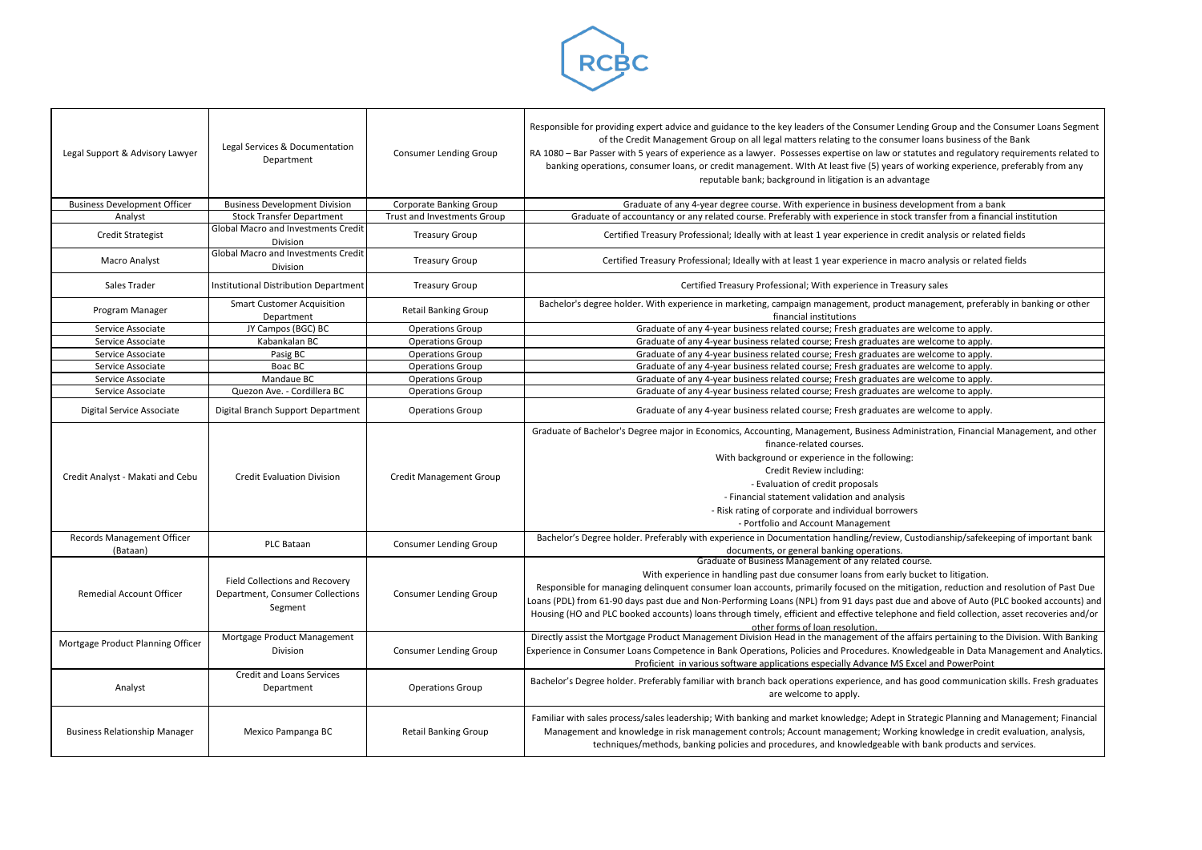RCBC

| | | | |
|---|---|---|---|
| Legal Support & Advisory Lawyer | Legal Services & Documentation Department | Consumer Lending Group | Responsible for providing expert advice and guidance to the key leaders of the Consumer Lending Group and the Consumer Loans Segment of the Credit Management Group on all legal matters relating to the consumer loans business of the Bank RA 1080 – Bar Passer with 5 years of experience as a lawyer. Possesses expertise on law or statutes and regulatory requirements related to banking operations, consumer loans, or credit management. WIth At least five (5) years of working experience, preferably from any reputable bank; background in litigation is an advantage |
| Business Development Officer | Business Development Division | Corporate Banking Group | Graduate of any 4-year degree course. With experience in business development from a bank |
| Analyst | Stock Transfer Department | Trust and Investments Group | Graduate of accountancy or any related course. Preferably with experience in stock transfer from a financial institution |
| Credit Strategist | Global Macro and Investments Credit Division | Treasury Group | Certified Treasury Professional; Ideally with at least 1 year experience in credit analysis or related fields |
| Macro Analyst | Global Macro and Investments Credit Division | Treasury Group | Certified Treasury Professional; Ideally with at least 1 year experience in macro analysis or related fields |
| Sales Trader | Institutional Distribution Department | Treasury Group | Certified Treasury Professional; With experience in Treasury sales |
| Program Manager | Smart Customer Acquisition Department | Retail Banking Group | Bachelor's degree holder. With experience in marketing, campaign management, product management, preferably in banking or other financial institutions |
| Service Associate | JY Campos (BGC) BC | Operations Group | Graduate of any 4-year business related course; Fresh graduates are welcome to apply. |
| Service Associate | Kabankalan BC | Operations Group | Graduate of any 4-year business related course; Fresh graduates are welcome to apply. |
| Service Associate | Pasig BC | Operations Group | Graduate of any 4-year business related course; Fresh graduates are welcome to apply. |
| Service Associate | Boac BC | Operations Group | Graduate of any 4-year business related course; Fresh graduates are welcome to apply. |
| Service Associate | Mandaue BC | Operations Group | Graduate of any 4-year business related course; Fresh graduates are welcome to apply. |
| Service Associate | Quezon Ave. - Cordillera BC | Operations Group | Graduate of any 4-year business related course; Fresh graduates are welcome to apply. |
| Digital Service Associate | Digital Branch Support Department | Operations Group | Graduate of any 4-year business related course; Fresh graduates are welcome to apply. |
| Credit Analyst - Makati and Cebu | Credit Evaluation Division | Credit Management Group | Graduate of Bachelor's Degree major in Economics, Accounting, Management, Business Administration, Financial Management, and other finance-related courses. With background or experience in the following: Credit Review including: - Evaluation of credit proposals - Financial statement validation and analysis - Risk rating of corporate and individual borrowers - Portfolio and Account Management |
| Records Management Officer (Bataan) | PLC Bataan | Consumer Lending Group | Bachelor's Degree holder. Preferably with experience in Documentation handling/review, Custodianship/safekeeping of important bank documents, or general banking operations. |
| Remedial Account Officer | Field Collections and Recovery Department, Consumer Collections Segment | Consumer Lending Group | Graduate of Business Management of any related course. With experience in handling past due consumer loans from early bucket to litigation. Responsible for managing delinquent consumer loan accounts, primarily focused on the mitigation, reduction and resolution of Past Due Loans (PDL) from 61-90 days past due and Non-Performing Loans (NPL) from 91 days past due and above of Auto (PLC booked accounts) and Housing (HO and PLC booked accounts) loans through timely, efficient and effective telephone and field collection, asset recoveries and/or other forms of loan resolution. |
| Mortgage Product Planning Officer | Mortgage Product Management Division | Consumer Lending Group | Directly assist the Mortgage Product Management Division Head in the management of the affairs pertaining to the Division. With Banking Experience in Consumer Loans Competence in Bank Operations, Policies and Procedures. Knowledgeable in Data Management and Analytics. Proficient in various software applications especially Advance MS Excel and PowerPoint |
| Analyst | Credit and Loans Services Department | Operations Group | Bachelor's Degree holder. Preferably familiar with branch back operations experience, and has good communication skills. Fresh graduates are welcome to apply. |
| Business Relationship Manager | Mexico Pampanga BC | Retail Banking Group | Familiar with sales process/sales leadership; With banking and market knowledge; Adept in Strategic Planning and Management; Financial Management and knowledge in risk management controls; Account management; Working knowledge in credit evaluation, analysis, techniques/methods, banking policies and procedures, and knowledgeable with bank products and services. |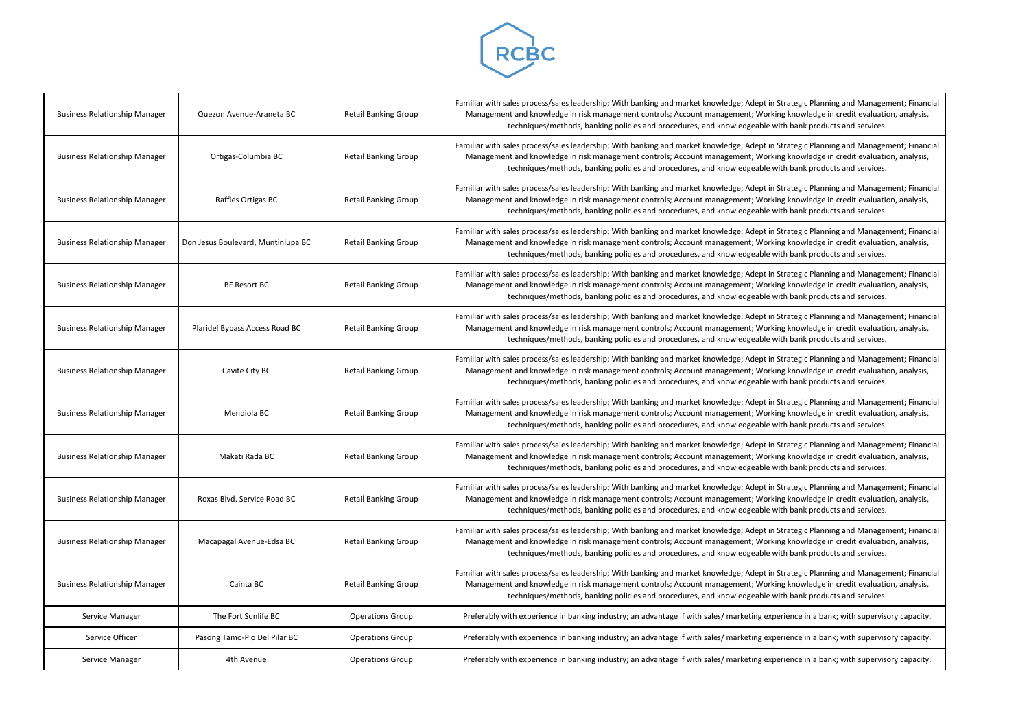| Business Relationship Manager | Quezon Avenue-Araneta BC | Retail Banking Group | Familiar with sales process/sales leadership; With banking and market knowledge; Adept in Strategic Planning and Management; Financial Management and knowledge in risk management controls; Account management; Working knowledge in credit evaluation, analysis, techniques/methods, banking policies and procedures, and knowledgeable with bank products and services. |
|---|---|---|---|
| Business Relationship Manager | Ortigas-Columbia BC | Retail Banking Group | Familiar with sales process/sales leadership; With banking and market knowledge; Adept in Strategic Planning and Management; Financial Management and knowledge in risk management controls; Account management; Working knowledge in credit evaluation, analysis, techniques/methods, banking policies and procedures, and knowledgeable with bank products and services. |
| Business Relationship Manager | Raffles Ortigas BC | Retail Banking Group | Familiar with sales process/sales leadership; With banking and market knowledge; Adept in Strategic Planning and Management; Financial Management and knowledge in risk management controls; Account management; Working knowledge in credit evaluation, analysis, techniques/methods, banking policies and procedures, and knowledgeable with bank products and services. |
| Business Relationship Manager | Don Jesus Boulevard, Muntinlupa BC | Retail Banking Group | Familiar with sales process/sales leadership; With banking and market knowledge; Adept in Strategic Planning and Management; Financial Management and knowledge in risk management controls; Account management; Working knowledge in credit evaluation, analysis, techniques/methods, banking policies and procedures, and knowledgeable with bank products and services. |
| Business Relationship Manager | BF Resort BC | Retail Banking Group | Familiar with sales process/sales leadership; With banking and market knowledge; Adept in Strategic Planning and Management; Financial Management and knowledge in risk management controls; Account management; Working knowledge in credit evaluation, analysis, techniques/methods, banking policies and procedures, and knowledgeable with bank products and services. |
| Business Relationship Manager | Plaridel Bypass Access Road BC | Retail Banking Group | Familiar with sales process/sales leadership; With banking and market knowledge; Adept in Strategic Planning and Management; Financial Management and knowledge in risk management controls; Account management; Working knowledge in credit evaluation, analysis, techniques/methods, banking policies and procedures, and knowledgeable with bank products and services. |
| Business Relationship Manager | Cavite City BC | Retail Banking Group | Familiar with sales process/sales leadership; With banking and market knowledge; Adept in Strategic Planning and Management; Financial Management and knowledge in risk management controls; Account management; Working knowledge in credit evaluation, analysis, techniques/methods, banking policies and procedures, and knowledgeable with bank products and services. |
| Business Relationship Manager | Mendiola BC | Retail Banking Group | Familiar with sales process/sales leadership; With banking and market knowledge; Adept in Strategic Planning and Management; Financial Management and knowledge in risk management controls; Account management; Working knowledge in credit evaluation, analysis, techniques/methods, banking policies and procedures, and knowledgeable with bank products and services. |
| Business Relationship Manager | Makati Rada BC | Retail Banking Group | Familiar with sales process/sales leadership; With banking and market knowledge; Adept in Strategic Planning and Management; Financial Management and knowledge in risk management controls; Account management; Working knowledge in credit evaluation, analysis, techniques/methods, banking policies and procedures, and knowledgeable with bank products and services. |
| Business Relationship Manager | Roxas Blvd. Service Road BC | Retail Banking Group | Familiar with sales process/sales leadership; With banking and market knowledge; Adept in Strategic Planning and Management; Financial Management and knowledge in risk management controls; Account management; Working knowledge in credit evaluation, analysis, techniques/methods, banking policies and procedures, and knowledgeable with bank products and services. |
| Business Relationship Manager | Macapagal Avenue-Edsa BC | Retail Banking Group | Familiar with sales process/sales leadership; With banking and market knowledge; Adept in Strategic Planning and Management; Financial Management and knowledge in risk management controls; Account management; Working knowledge in credit evaluation, analysis, techniques/methods, banking policies and procedures, and knowledgeable with bank products and services. |
| Business Relationship Manager | Cainta BC | Retail Banking Group | Familiar with sales process/sales leadership; With banking and market knowledge; Adept in Strategic Planning and Management; Financial Management and knowledge in risk management controls; Account management; Working knowledge in credit evaluation, analysis, techniques/methods, banking policies and procedures, and knowledgeable with bank products and services. |
| Service Manager | The Fort Sunlife BC | Operations Group | Preferably with experience in banking industry; an advantage if with sales/ marketing experience in a bank; with supervisory capacity. |
| Service Officer | Pasong Tamo-Pio Del Pilar BC | Operations Group | Preferably with experience in banking industry; an advantage if with sales/ marketing experience in a bank; with supervisory capacity. |
| Service Manager | 4th Avenue | Operations Group | Preferably with experience in banking industry; an advantage if with sales/ marketing experience in a bank; with supervisory capacity. |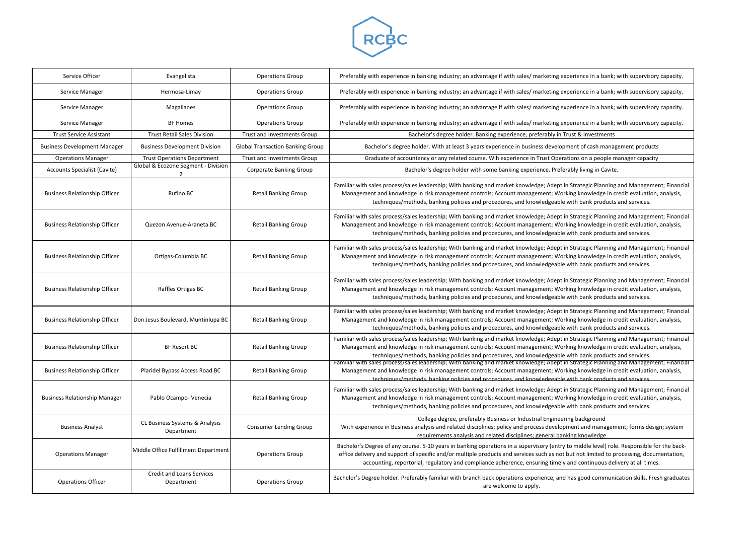RCBC

| | | | |
|---|---|---|---|
| Service Officer | Evangelista | Operations Group | Preferably with experience in banking industry; an advantage if with sales/ marketing experience in a bank; with supervisory capacity. |
| Service Manager | Hermosa-Limay | Operations Group | Preferably with experience in banking industry; an advantage if with sales/ marketing experience in a bank; with supervisory capacity. |
| Service Manager | Magallanes | Operations Group | Preferably with experience in banking industry; an advantage if with sales/ marketing experience in a bank; with supervisory capacity. |
| Service Manager | BF Homes | Operations Group | Preferably with experience in banking industry; an advantage if with sales/ marketing experience in a bank; with supervisory capacity. |
| Trust Service Assistant | Trust Retail Sales Division | Trust and Investments Group | Bachelor's degree holder. Banking experience, preferably in Trust & Investments |
| Business Development Manager | Business Development Division | Global Transaction Banking Group | Bachelor's degree holder. With at least 3 years experience in business development of cash management products |
| Operations Manager | Trust Operations Department | Trust and Investments Group | Graduate of accountancy or any related course. Wih experience in Trust Operations on a people manager capacity |
| Accounts Specialist (Cavite) | Global & Ecozone Segment - Division 2 | Corporate Banking Group | Bachelor's degree holder with some banking experience. Preferably living in Cavite. |
| Business Relationship Officer | Rufino BC | Retail Banking Group | Familiar with sales process/sales leadership; With banking and market knowledge; Adept in Strategic Planning and Management; Financial Management and knowledge in risk management controls; Account management; Working knowledge in credit evaluation, analysis, techniques/methods, banking policies and procedures, and knowledgeable with bank products and services. |
| Business Relationship Officer | Quezon Avenue-Araneta BC | Retail Banking Group | Familiar with sales process/sales leadership; With banking and market knowledge; Adept in Strategic Planning and Management; Financial Management and knowledge in risk management controls; Account management; Working knowledge in credit evaluation, analysis, techniques/methods, banking policies and procedures, and knowledgeable with bank products and services. |
| Business Relationship Officer | Ortigas-Columbia BC | Retail Banking Group | Familiar with sales process/sales leadership; With banking and market knowledge; Adept in Strategic Planning and Management; Financial Management and knowledge in risk management controls; Account management; Working knowledge in credit evaluation, analysis, techniques/methods, banking policies and procedures, and knowledgeable with bank products and services. |
| Business Relationship Officer | Raffles Ortigas BC | Retail Banking Group | Familiar with sales process/sales leadership; With banking and market knowledge; Adept in Strategic Planning and Management; Financial Management and knowledge in risk management controls; Account management; Working knowledge in credit evaluation, analysis, techniques/methods, banking policies and procedures, and knowledgeable with bank products and services. |
| Business Relationship Officer | Don Jesus Boulevard, Muntinlupa BC | Retail Banking Group | Familiar with sales process/sales leadership; With banking and market knowledge; Adept in Strategic Planning and Management; Financial Management and knowledge in risk management controls; Account management; Working knowledge in credit evaluation, analysis, techniques/methods, banking policies and procedures, and knowledgeable with bank products and services. |
| Business Relationship Officer | BF Resort BC | Retail Banking Group | Familiar with sales process/sales leadership; With banking and market knowledge; Adept in Strategic Planning and Management; Financial Management and knowledge in risk management controls; Account management; Working knowledge in credit evaluation, analysis, techniques/methods, banking policies and procedures, and knowledgeable with bank products and services. |
| Business Relationship Officer | Plaridel Bypass Access Road BC | Retail Banking Group | Familiar with sales process/sales leadership; With banking and market knowledge; Adept in Strategic Planning and Management; Financial Management and knowledge in risk management controls; Account management; Working knowledge in credit evaluation, analysis, techniques/methods, banking policies and procedures, and knowledgeable with bank products and services. |
| Business Relationship Manager | Pablo Ocampo- Venecia | Retail Banking Group | Familiar with sales process/sales leadership; With banking and market knowledge; Adept in Strategic Planning and Management; Financial Management and knowledge in risk management controls; Account management; Working knowledge in credit evaluation, analysis, techniques/methods, banking policies and procedures, and knowledgeable with bank products and services. |
| Business Analyst | CL Business Systems & Analysis Department | Consumer Lending Group | College degree, preferably Business or Industrial Engineering background<br>With experience in Business analysis and related disciplines; policy and process development and management; forms design; system requirements analysis and related disciplines; general banking knowledge |
| Operations Manager | Middle Office Fulfillment Department | Operations Group | Bachelor's Degree of any course. 5-10 years in banking operations in a supervisory (entry to middle level) role. Responsible for the back-office delivery and support of specific and/or multiple products and services such as not but not limited to processing, documentation, accounting, reportorial, regulatory and compliance adherence, ensuring timely and continuous delivery at all times. |
| Operations Officer | Credit and Loans Services Department | Operations Group | Bachelor's Degree holder. Preferably familiar with branch back operations experience, and has good communication skills. Fresh graduates are welcome to apply. |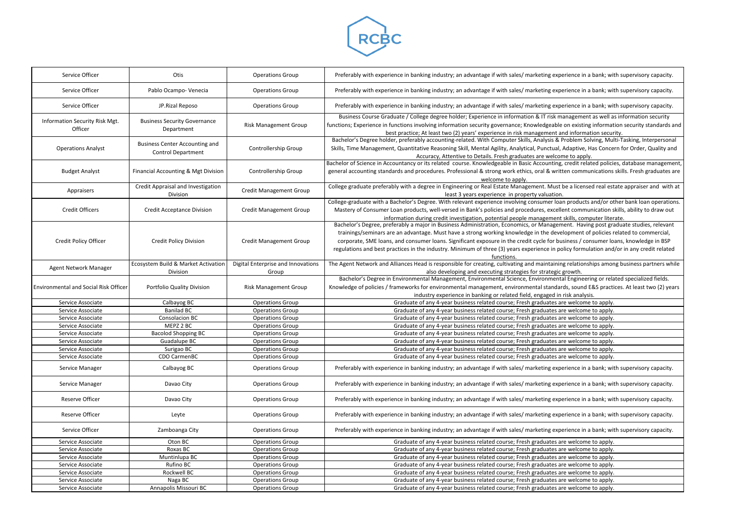RCBC

| Service Officer | Otis | Operations Group | Preferably with experience in banking industry; an advantage if with sales/ marketing experience in a bank; with supervisory capacity. |
|---|---|---|---|
| Service Officer | Pablo Ocampo- Venecia | Operations Group | Preferably with experience in banking industry; an advantage if with sales/ marketing experience in a bank; with supervisory capacity. |
| Service Officer | JP.Rizal Reposo | Operations Group | Preferably with experience in banking industry; an advantage if with sales/ marketing experience in a bank; with supervisory capacity. |
| Information Security Risk Mgt. Officer | Business Security Governance Department | Risk Management Group | Business Course Graduate / College degree holder; Experience in information & IT risk management as well as information security functions; Experience in functions involving information security governance; Knowledgeable on existing information security standards and best practice; At least two (2) years' experience in risk management and information security. |
| Operations Analyst | Business Center Accounting and Control Department | Controllership Group | Bachelor's Degree holder, preferably accounting-related. With Computer Skills, Analysis & Problem Solving, Multi-Tasking, Interpersonal Skills, Time Management, Quantitative Reasoning Skill, Mental Agility, Analytical, Punctual, Adaptive, Has Concern for Order, Quality and Accuracy, Attentive to Details. Fresh graduates are welcome to apply. |
| Budget Analyst | Financial Accounting & Mgt Division | Controllership Group | Bachelor of Science in Accountancy or its related course. Knowledgeable in Basic Accounting, credit related policies, database management, general accounting standards and procedures. Professional & strong work ethics, oral & written communications skills. Fresh graduates are welcome to apply. |
| Appraisers | Credit Appraisal and Investigation Division | Credit Management Group | College graduate preferably with a degree in Engineering or Real Estate Management. Must be a licensed real estate appraiser and with at least 3 years experience in property valuation. |
| Credit Officers | Credit Acceptance Division | Credit Management Group | College-graduate with a Bachelor's Degree. With relevant experience involving consumer loan products and/or other bank loan operations. Mastery of Consumer Loan products, well-versed in Bank's policies and procedures, excellent communication skills, ability to draw out information during credit investigation, potential people management skills, computer literate. |
| Credit Policy Officer | Credit Policy Division | Credit Management Group | Bachelor's Degree, preferably a major in Business Administration, Economics, or Management. Having post graduate studies, relevant trainings/seminars are an advantage. Must have a strong working knowledge in the development of policies related to commercial, corporate, SME loans, and consumer loans. Significant exposure in the credit cycle for business / consumer loans, knowledge in BSP regulations and best practices in the industry. Minimum of three (3) years experience in policy formulation and/or in any credit related functions. |
| Agent Network Manager | Ecosystem Build & Market Activation Division | Digital Enterprise and Innovations Group | The Agent Network and Alliances Head is responsible for creating, cultivating and maintaining relationships among business partners while also developing and executing strategies for strategic growth. |
| Environmental and Social Risk Officer | Portfolio Quality Division | Risk Management Group | Bachelor's Degree in Environmental Management, Environmental Science, Environmental Engineering or related specialized fields. Knowledge of policies / frameworks for environmental management, environmental standards, sound E&S practices. At least two (2) years industry experience in banking or related field, engaged in risk analysis. |
| Service Associate | Calbayog BC | Operations Group | Graduate of any 4-year business related course; Fresh graduates are welcome to apply. |
| Service Associate | Banilad BC | Operations Group | Graduate of any 4-year business related course; Fresh graduates are welcome to apply. |
| Service Associate | Consolacion BC | Operations Group | Graduate of any 4-year business related course; Fresh graduates are welcome to apply. |
| Service Associate | MEPZ 2 BC | Operations Group | Graduate of any 4-year business related course; Fresh graduates are welcome to apply. |
| Service Associate | Bacolod Shopping BC | Operations Group | Graduate of any 4-year business related course; Fresh graduates are welcome to apply. |
| Service Associate | Guadalupe BC | Operations Group | Graduate of any 4-year business related course; Fresh graduates are welcome to apply. |
| Service Associate | Surigao BC | Operations Group | Graduate of any 4-year business related course; Fresh graduates are welcome to apply. |
| Service Associate | CDO CarmenBC | Operations Group | Graduate of any 4-year business related course; Fresh graduates are welcome to apply. |
| Service Manager | Calbayog BC | Operations Group | Preferably with experience in banking industry; an advantage if with sales/ marketing experience in a bank; with supervisory capacity. |
| Service Manager | Davao City | Operations Group | Preferably with experience in banking industry; an advantage if with sales/ marketing experience in a bank; with supervisory capacity. |
| Reserve Officer | Davao City | Operations Group | Preferably with experience in banking industry; an advantage if with sales/ marketing experience in a bank; with supervisory capacity. |
| Reserve Officer | Leyte | Operations Group | Preferably with experience in banking industry; an advantage if with sales/ marketing experience in a bank; with supervisory capacity. |
| Service Officer | Zamboanga City | Operations Group | Preferably with experience in banking industry; an advantage if with sales/ marketing experience in a bank; with supervisory capacity. |
| Service Associate | Oton BC | Operations Group | Graduate of any 4-year business related course; Fresh graduates are welcome to apply. |
| Service Associate | Roxas BC | Operations Group | Graduate of any 4-year business related course; Fresh graduates are welcome to apply. |
| Service Associate | Muntinlupa BC | Operations Group | Graduate of any 4-year business related course; Fresh graduates are welcome to apply. |
| Service Associate | Rufino BC | Operations Group | Graduate of any 4-year business related course; Fresh graduates are welcome to apply. |
| Service Associate | Rockwell BC | Operations Group | Graduate of any 4-year business related course; Fresh graduates are welcome to apply. |
| Service Associate | Naga BC | Operations Group | Graduate of any 4-year business related course; Fresh graduates are welcome to apply. |
| Service Associate | Annapolis Missouri BC | Operations Group | Graduate of any 4-year business related course; Fresh graduates are welcome to apply. |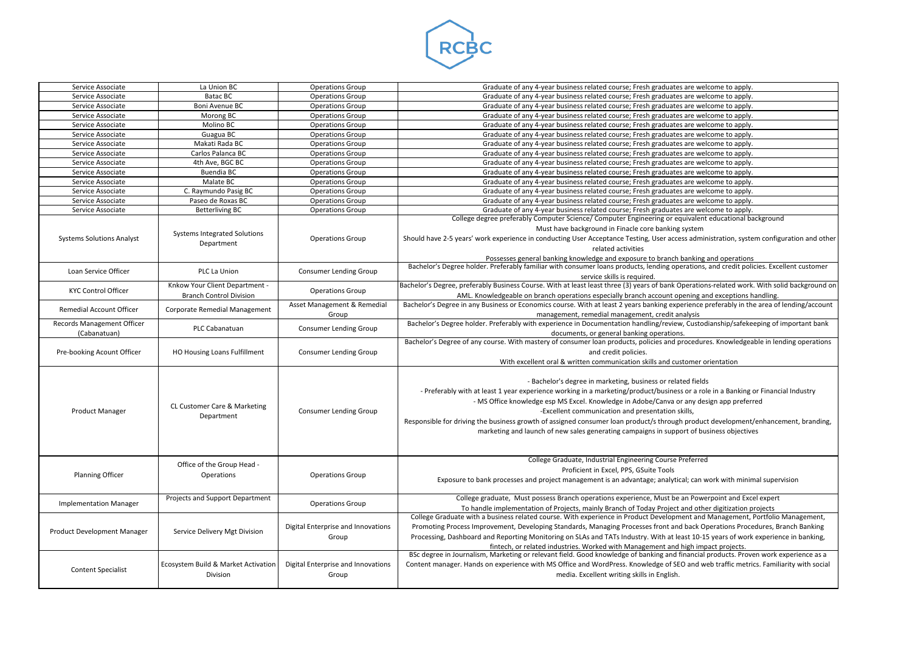RCBC

| | | | |
|---|---|---|---|
| Service Associate | La Union BC | Operations Group | Graduate of any 4-year business related course; Fresh graduates are welcome to apply. |
| Service Associate | Batac BC | Operations Group | Graduate of any 4-year business related course; Fresh graduates are welcome to apply. |
| Service Associate | Boni Avenue BC | Operations Group | Graduate of any 4-year business related course; Fresh graduates are welcome to apply. |
| Service Associate | Morong BC | Operations Group | Graduate of any 4-year business related course; Fresh graduates are welcome to apply. |
| Service Associate | Molino BC | Operations Group | Graduate of any 4-year business related course; Fresh graduates are welcome to apply. |
| Service Associate | Guagua BC | Operations Group | Graduate of any 4-year business related course; Fresh graduates are welcome to apply. |
| Service Associate | Makati Rada BC | Operations Group | Graduate of any 4-year business related course; Fresh graduates are welcome to apply. |
| Service Associate | Carlos Palanca BC | Operations Group | Graduate of any 4-year business related course; Fresh graduates are welcome to apply. |
| Service Associate | 4th Ave, BGC BC | Operations Group | Graduate of any 4-year business related course; Fresh graduates are welcome to apply. |
| Service Associate | Buendia BC | Operations Group | Graduate of any 4-year business related course; Fresh graduates are welcome to apply. |
| Service Associate | Malate BC | Operations Group | Graduate of any 4-year business related course; Fresh graduates are welcome to apply. |
| Service Associate | C. Raymundo Pasig BC | Operations Group | Graduate of any 4-year business related course; Fresh graduates are welcome to apply. |
| Service Associate | Paseo de Roxas BC | Operations Group | Graduate of any 4-year business related course; Fresh graduates are welcome to apply. |
| Service Associate | Betterliving BC | Operations Group | Graduate of any 4-year business related course; Fresh graduates are welcome to apply. |
| Systems Solutions Analyst | Systems Integrated Solutions Department | Operations Group | College degree preferably Computer Science/ Computer Engineering or equivalent educational background<br>Must have background in Finacle core banking system<br>Should have 2-5 years' work experience in conducting User Acceptance Testing, User access administration, system configuration and other related activities<br>Possesses general banking knowledge and exposure to branch banking and operations |
| Loan Service Officer | PLC La Union | Consumer Lending Group | Bachelor's Degree holder. Preferably familiar with consumer loans products, lending operations, and credit policies. Excellent customer service skills is required. |
| KYC Control Officer | Knkow Your Client Department - Branch Control Division | Operations Group | Bachelor's Degree, preferably Business Course. With at least least three (3) years of bank Operations-related work. With solid background on AML. Knowledgeable on branch operations especially branch account opening and exceptions handling. |
| Remedial Account Officer | Corporate Remedial Management | Asset Management & Remedial Group | Bachelor's Degree in any Business or Economics course. With at least 2 years banking experience preferably in the area of lending/account management, remedial management, credit analysis |
| Records Management Officer (Cabanatuan) | PLC Cabanatuan | Consumer Lending Group | Bachelor's Degree holder. Preferably with experience in Documentation handling/review, Custodianship/safekeeping of important bank documents, or general banking operations. |
| Pre-booking Acount Officer | HO Housing Loans Fulfillment | Consumer Lending Group | Bachelor's Degree of any course. With mastery of consumer loan products, policies and procedures. Knowledgeable in lending operations and credit policies.<br>With excellent oral & written communication skills and customer orientation |
| Product Manager | CL Customer Care & Marketing Department | Consumer Lending Group | - Bachelor's degree in marketing, business or related fields<br>- Preferably with at least 1 year experience working in a marketing/product/business or a role in a Banking or Financial Industry<br>- MS Office knowledge esp MS Excel. Knowledge in Adobe/Canva or any design app preferred<br>-Excellent communication and presentation skills,<br>Responsible for driving the business growth of assigned consumer loan product/s through product development/enhancement, branding, marketing and launch of new sales generating campaigns in support of business objectives |
| Planning Officer | Office of the Group Head - Operations | Operations Group | College Graduate, Industrial Engineering Course Preferred<br>Proficient in Excel, PPS, GSuite Tools<br>Exposure to bank processes and project management is an advantage; analytical; can work with minimal supervision |
| Implementation Manager | Projects and Support Department | Operations Group | College graduate, Must possess Branch operations experience, Must be an Powerpoint and Excel expert<br>To handle implementation of Projects, mainly Branch of Today Project and other digitization projects |
| Product Development Manager | Service Delivery Mgt Division | Digital Enterprise and Innovations Group | College Graduate with a business related course. With experience in Product Development and Management, Portfolio Management, Promoting Process Improvement, Developing Standards, Managing Processes front and back Operations Procedures, Branch Banking Processing, Dashboard and Reporting Monitoring on SLAs and TATs Industry. With at least 10-15 years of work experience in banking, fintech, or related industries. Worked with Management and high impact projects. |
| Content Specialist | Ecosystem Build & Market Activation Division | Digital Enterprise and Innovations Group | BSc degree in Journalism, Marketing or relevant field. Good knowledge of banking and financial products. Proven work experience as a Content manager. Hands on experience with MS Office and WordPress. Knowledge of SEO and web traffic metrics. Familiarity with social media. Excellent writing skills in English. |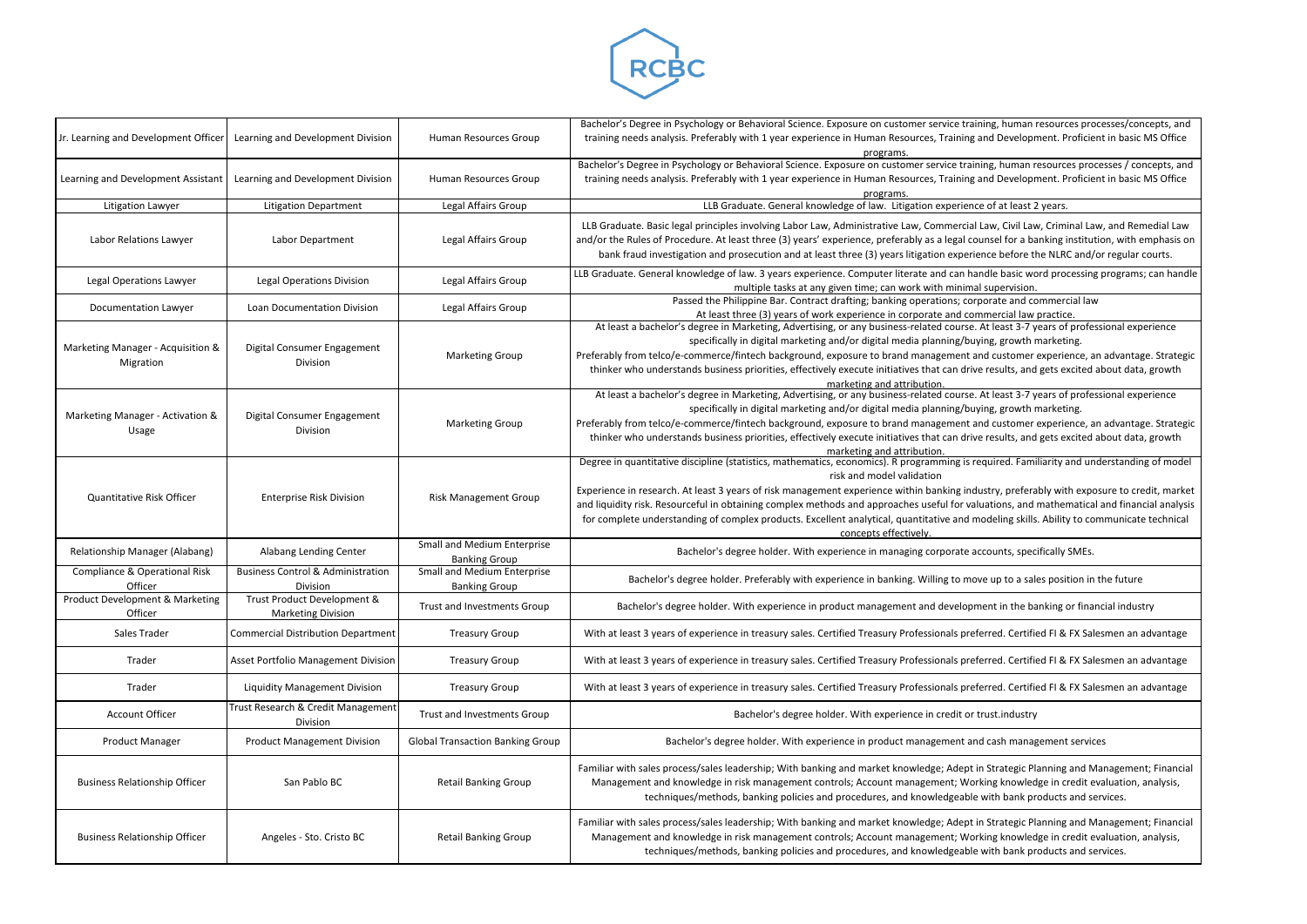RCBC

| Jr. Learning and Development Officer | Learning and Development Division | Human Resources Group | Bachelor's Degree in Psychology or Behavioral Science. Exposure on customer service training, human resources processes/concepts, and training needs analysis. Preferably with 1 year experience in Human Resources, Training and Development. Proficient in basic MS Office programs. |
|---|---|---|---|
| Learning and Development Assistant | Learning and Development Division | Human Resources Group | Bachelor's Degree in Psychology or Behavioral Science. Exposure on customer service training, human resources processes / concepts, and training needs analysis. Preferably with 1 year experience in Human Resources, Training and Development. Proficient in basic MS Office programs. |
| Litigation Lawyer | Litigation Department | Legal Affairs Group | LLB Graduate. General knowledge of law. Litigation experience of at least 2 years. |
| Labor Relations Lawyer | Labor Department | Legal Affairs Group | LLB Graduate. Basic legal principles involving Labor Law, Administrative Law, Commercial Law, Civil Law, Criminal Law, and Remedial Law and/or the Rules of Procedure. At least three (3) years' experience, preferably as a legal counsel for a banking institution, with emphasis on bank fraud investigation and prosecution and at least three (3) years litigation experience before the NLRC and/or regular courts. |
| Legal Operations Lawyer | Legal Operations Division | Legal Affairs Group | LLB Graduate. General knowledge of law. 3 years experience. Computer literate and can handle basic word processing programs; can handle multiple tasks at any given time; can work with minimal supervision. |
| Documentation Lawyer | Loan Documentation Division | Legal Affairs Group | Passed the Philippine Bar. Contract drafting; banking operations; corporate and commercial law<br>At least three (3) years of work experience in corporate and commercial law practice. |
| Marketing Manager - Acquisition & Migration | Digital Consumer Engagement Division | Marketing Group | At least a bachelor's degree in Marketing, Advertising, or any business-related course. At least 3-7 years of professional experience specifically in digital marketing and/or digital media planning/buying, growth marketing.<br>Preferably from telco/e-commerce/fintech background, exposure to brand management and customer experience, an advantage. Strategic thinker who understands business priorities, effectively execute initiatives that can drive results, and gets excited about data, growth marketing and attribution. |
| Marketing Manager - Activation & Usage | Digital Consumer Engagement Division | Marketing Group | At least a bachelor's degree in Marketing, Advertising, or any business-related course. At least 3-7 years of professional experience specifically in digital marketing and/or digital media planning/buying, growth marketing.<br>Preferably from telco/e-commerce/fintech background, exposure to brand management and customer experience, an advantage. Strategic thinker who understands business priorities, effectively execute initiatives that can drive results, and gets excited about data, growth marketing and attribution. |
| Quantitative Risk Officer | Enterprise Risk Division | Risk Management Group | Degree in quantitative discipline (statistics, mathematics, economics). R programming is required. Familiarity and understanding of model risk and model validation<br>Experience in research. At least 3 years of risk management experience within banking industry, preferably with exposure to credit, market and liquidity risk. Resourceful in obtaining complex methods and approaches useful for valuations, and mathematical and financial analysis for complete understanding of complex products. Excellent analytical, quantitative and modeling skills. Ability to communicate technical concepts effectively. |
| Relationship Manager (Alabang) | Alabang Lending Center | Small and Medium Enterprise Banking Group | Bachelor's degree holder. With experience in managing corporate accounts, specifically SMEs. |
| Compliance & Operational Risk Officer | Business Control & Administration Division | Small and Medium Enterprise Banking Group | Bachelor's degree holder. Preferably with experience in banking. Willing to move up to a sales position in the future |
| Product Development & Marketing Officer | Trust Product Development & Marketing Division | Trust and Investments Group | Bachelor's degree holder. With experience in product management and development in the banking or financial industry |
| Sales Trader | Commercial Distribution Department | Treasury Group | With at least 3 years of experience in treasury sales. Certified Treasury Professionals preferred. Certified FI & FX Salesmen an advantage |
| Trader | Asset Portfolio Management Division | Treasury Group | With at least 3 years of experience in treasury sales. Certified Treasury Professionals preferred. Certified FI & FX Salesmen an advantage |
| Trader | Liquidity Management Division | Treasury Group | With at least 3 years of experience in treasury sales. Certified Treasury Professionals preferred. Certified FI & FX Salesmen an advantage |
| Account Officer | Trust Research & Credit Management Division | Trust and Investments Group | Bachelor's degree holder. With experience in credit or trust.industry |
| Product Manager | Product Management Division | Global Transaction Banking Group | Bachelor's degree holder. With experience in product management and cash management services |
| Business Relationship Officer | San Pablo BC | Retail Banking Group | Familiar with sales process/sales leadership; With banking and market knowledge; Adept in Strategic Planning and Management; Financial Management and knowledge in risk management controls; Account management; Working knowledge in credit evaluation, analysis, techniques/methods, banking policies and procedures, and knowledgeable with bank products and services. |
| Business Relationship Officer | Angeles - Sto. Cristo BC | Retail Banking Group | Familiar with sales process/sales leadership; With banking and market knowledge; Adept in Strategic Planning and Management; Financial Management and knowledge in risk management controls; Account management; Working knowledge in credit evaluation, analysis, techniques/methods, banking policies and procedures, and knowledgeable with bank products and services. |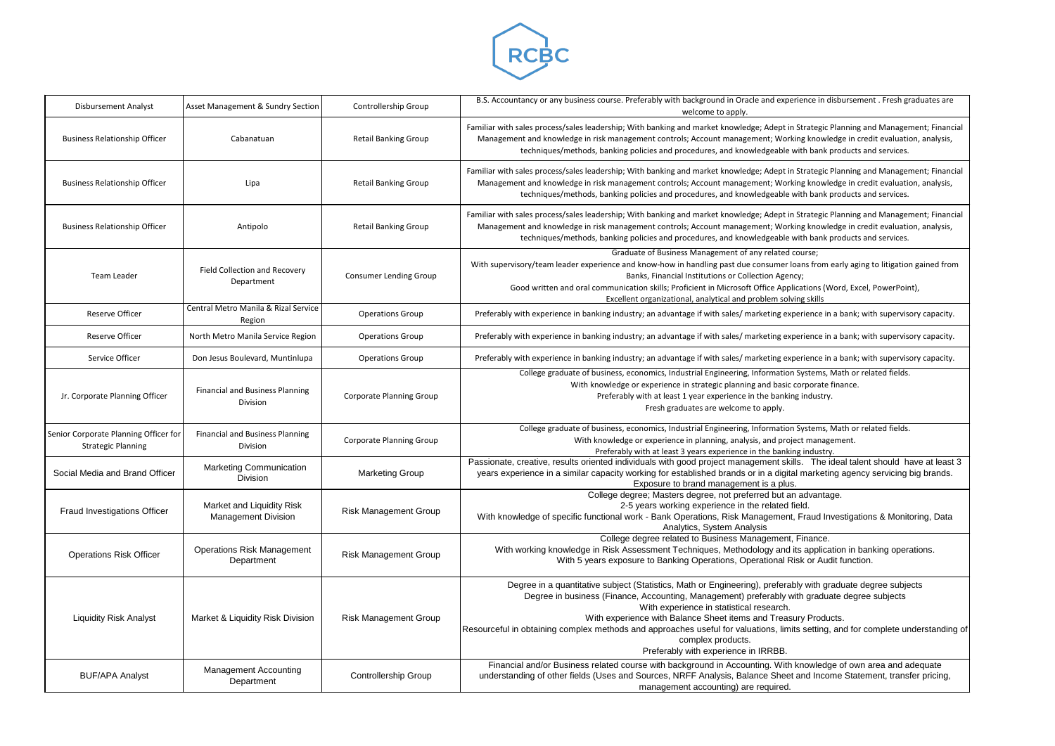RCBC

| Disbursement Analyst | Asset Management & Sundry Section | Controllership Group | B.S. Accountancy or any business course. Preferably with background in Oracle and experience in disbursement . Fresh graduates are welcome to apply. |
|---|---|---|---|
| Business Relationship Officer | Cabanatuan | Retail Banking Group | Familiar with sales process/sales leadership; With banking and market knowledge; Adept in Strategic Planning and Management; Financial Management and knowledge in risk management controls; Account management; Working knowledge in credit evaluation, analysis, techniques/methods, banking policies and procedures, and knowledgeable with bank products and services. |
| Business Relationship Officer | Lipa | Retail Banking Group | Familiar with sales process/sales leadership; With banking and market knowledge; Adept in Strategic Planning and Management; Financial Management and knowledge in risk management controls; Account management; Working knowledge in credit evaluation, analysis, techniques/methods, banking policies and procedures, and knowledgeable with bank products and services. |
| Business Relationship Officer | Antipolo | Retail Banking Group | Familiar with sales process/sales leadership; With banking and market knowledge; Adept in Strategic Planning and Management; Financial Management and knowledge in risk management controls; Account management; Working knowledge in credit evaluation, analysis, techniques/methods, banking policies and procedures, and knowledgeable with bank products and services. |
| Team Leader | Field Collection and Recovery Department | Consumer Lending Group | Graduate of Business Management of any related course; With supervisory/team leader experience and know-how in handling past due consumer loans from early aging to litigation gained from Banks, Financial Institutions or Collection Agency; Good written and oral communication skills; Proficient in Microsoft Office Applications (Word, Excel, PowerPoint), Excellent organizational, analytical and problem solving skills |
| Reserve Officer | Central Metro Manila & Rizal Service Region | Operations Group | Preferably with experience in banking industry; an advantage if with sales/ marketing experience in a bank; with supervisory capacity. |
| Reserve Officer | North Metro Manila Service Region | Operations Group | Preferably with experience in banking industry; an advantage if with sales/ marketing experience in a bank; with supervisory capacity. |
| Service Officer | Don Jesus Boulevard, Muntinlupa | Operations Group | Preferably with experience in banking industry; an advantage if with sales/ marketing experience in a bank; with supervisory capacity. |
| Jr. Corporate Planning Officer | Financial and Business Planning Division | Corporate Planning Group | College graduate of business, economics, Industrial Engineering, Information Systems, Math or related fields. With knowledge or experience in strategic planning and basic corporate finance. Preferably with at least 1 year experience in the banking industry. Fresh graduates are welcome to apply. |
| Senior Corporate Planning Officer for Strategic Planning | Financial and Business Planning Division | Corporate Planning Group | College graduate of business, economics, Industrial Engineering, Information Systems, Math or related fields. With knowledge or experience in planning, analysis, and project management. Preferably with at least 3 years experience in the banking industry. |
| Social Media and Brand Officer | Marketing Communication Division | Marketing Group | Passionate, creative, results oriented individuals with good project management skills. The ideal talent should have at least 3 years experience in a similar capacity working for established brands or in a digital marketing agency servicing big brands. Exposure to brand management is a plus. |
| Fraud Investigations Officer | Market and Liquidity Risk Management Division | Risk Management Group | College degree; Masters degree, not preferred but an advantage. 2-5 years working experience in the related field. With knowledge of specific functional work - Bank Operations, Risk Management, Fraud Investigations & Monitoring, Data Analytics, System Analysis |
| Operations Risk Officer | Operations Risk Management Department | Risk Management Group | College degree related to Business Management, Finance. With working knowledge in Risk Assessment Techniques, Methodology and its application in banking operations. With 5 years exposure to Banking Operations, Operational Risk or Audit function. |
| Liquidity Risk Analyst | Market & Liquidity Risk Division | Risk Management Group | Degree in a quantitative subject (Statistics, Math or Engineering), preferably with graduate degree subjects Degree in business (Finance, Accounting, Management) preferably with graduate degree subjects With experience in statistical research. With experience with Balance Sheet items and Treasury Products. Resourceful in obtaining complex methods and approaches useful for valuations, limits setting, and for complete understanding of complex products. Preferably with experience in IRRBB. |
| BUF/APA Analyst | Management Accounting Department | Controllership Group | Financial and/or Business related course with background in Accounting. With knowledge of own area and adequate understanding of other fields (Uses and Sources, NRFF Analysis, Balance Sheet and Income Statement, transfer pricing, management accounting) are required. |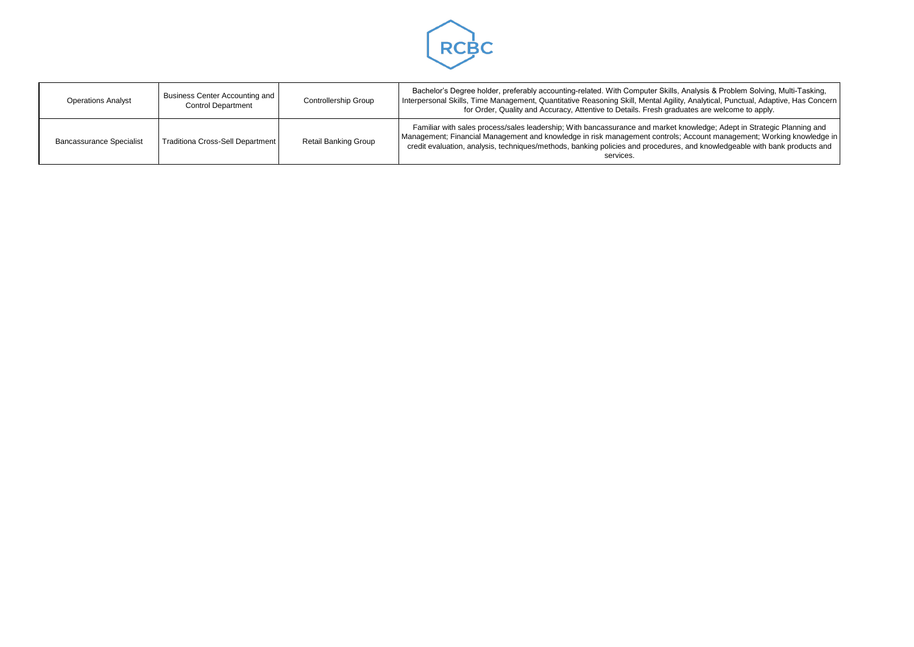RCBC

| | | | |
|---|---|---|---|
| Operations Analyst | Business Center Accounting and Control Department | Controllership Group | Bachelor's Degree holder, preferably accounting-related. With Computer Skills, Analysis & Problem Solving, Multi-Tasking, Interpersonal Skills, Time Management, Quantitative Reasoning Skill, Mental Agility, Analytical, Punctual, Adaptive, Has Concern for Order, Quality and Accuracy, Attentive to Details. Fresh graduates are welcome to apply. |
| Bancassurance Specialist | Traditiona Cross-Sell Department | Retail Banking Group | Familiar with sales process/sales leadership; With bancassurance and market knowledge; Adept in Strategic Planning and Management; Financial Management and knowledge in risk management controls; Account management; Working knowledge in credit evaluation, analysis, techniques/methods, banking policies and procedures, and knowledgeable with bank products and services. |